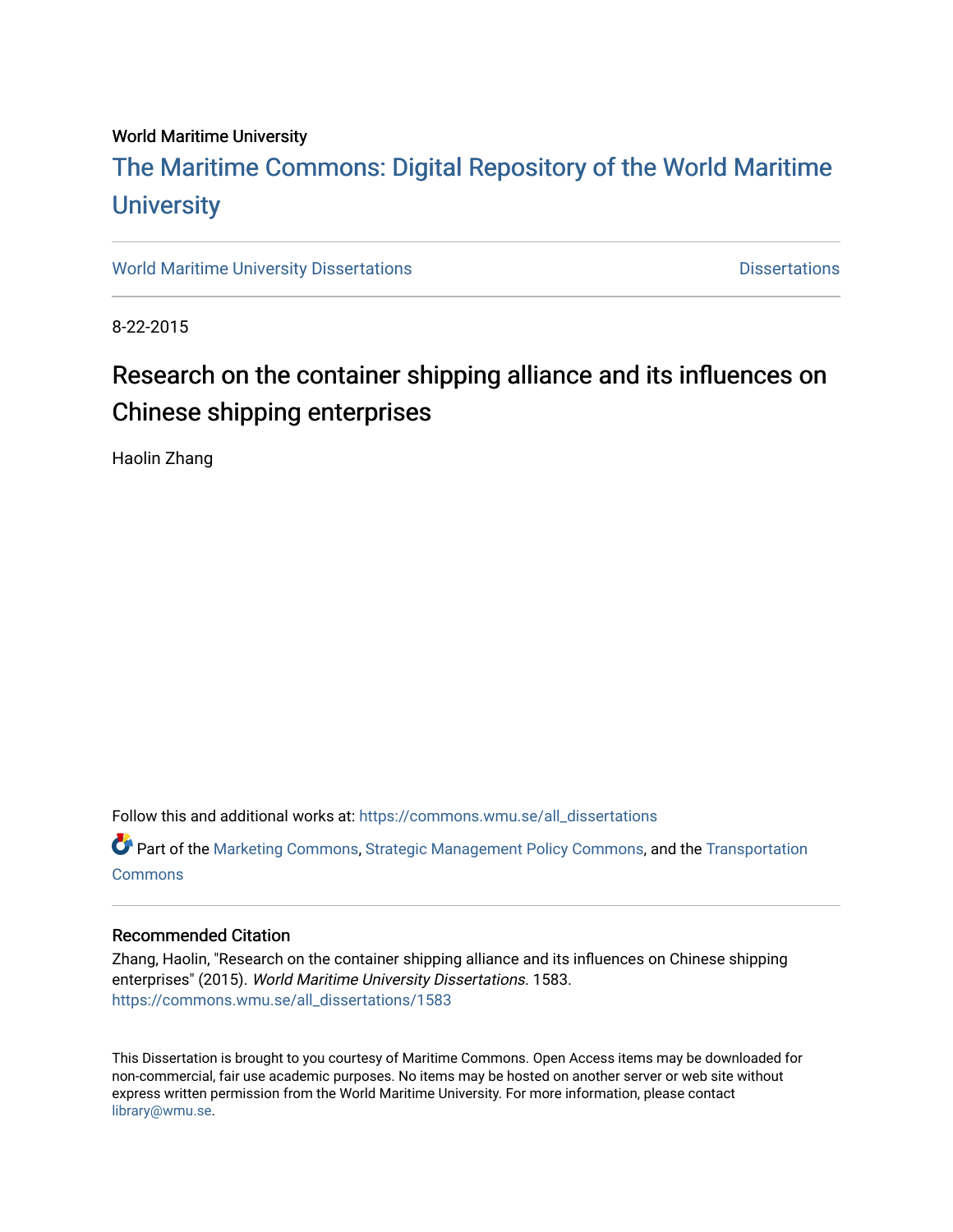World Maritime University

# The Maritime Commons: Digital Repository of the World Maritime University

World Maritime University Dissertations | Dissertations

8-22-2015

## Research on the container shipping alliance and its influences on Chinese shipping enterprises

Haolin Zhang

Follow this and additional works at: https://commons.wmu.se/all_dissertations

Part of the Marketing Commons, Strategic Management Policy Commons, and the Transportation Commons

### Recommended Citation

Zhang, Haolin, "Research on the container shipping alliance and its influences on Chinese shipping enterprises" (2015). *World Maritime University Dissertations*. 1583.
https://commons.wmu.se/all_dissertations/1583

This Dissertation is brought to you courtesy of Maritime Commons. Open Access items may be downloaded for non-commercial, fair use academic purposes. No items may be hosted on another server or web site without express written permission from the World Maritime University. For more information, please contact library@wmu.se.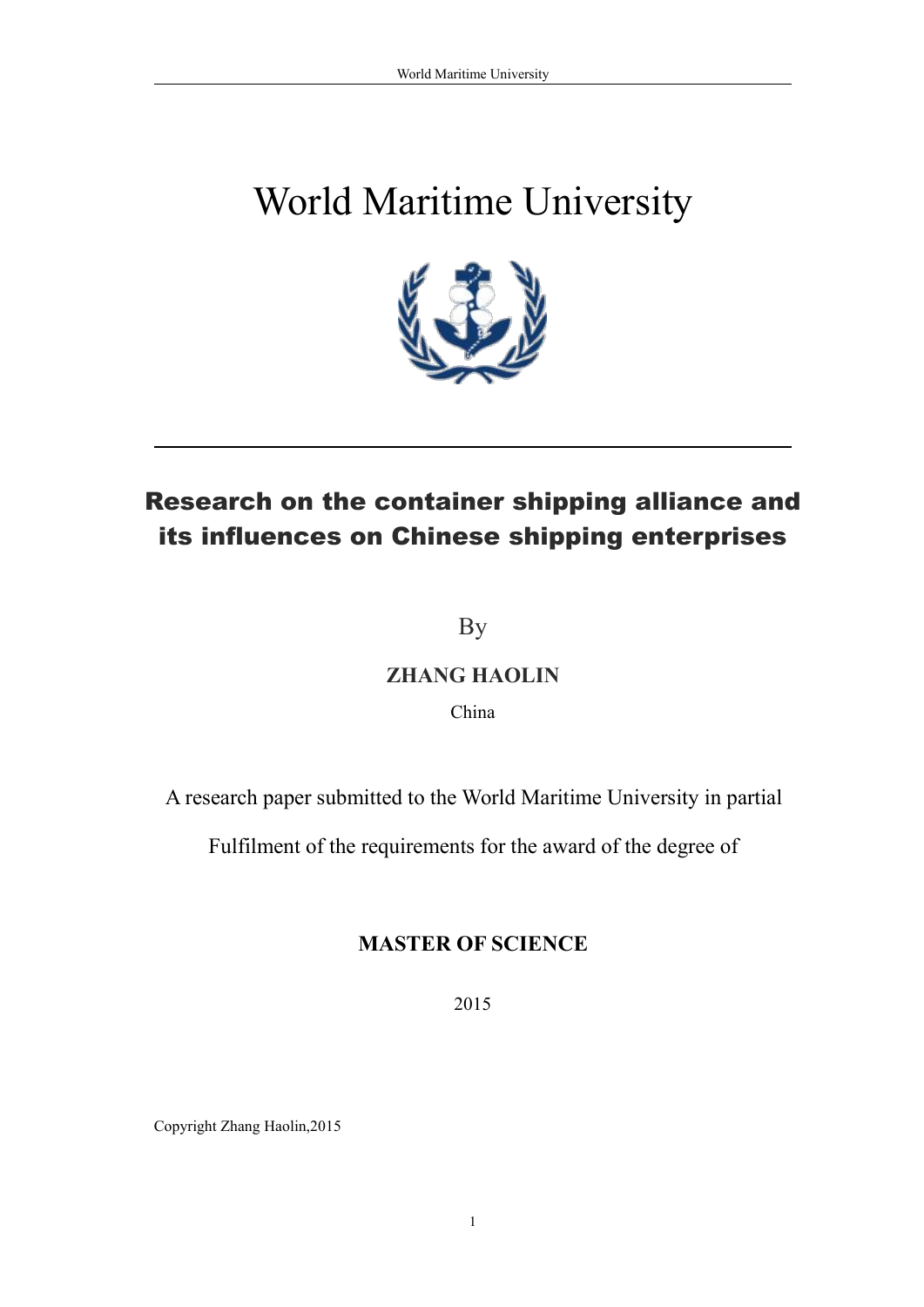# World Maritime University

## Research on the container shipping alliance and its influences on Chinese shipping enterprises

By

**ZHANG HAOLIN**

China

A research paper submitted to the World Maritime University in partial

Fulfilment of the requirements for the award of the degree of

**MASTER OF SCIENCE**

2015

Copyright Zhang Haolin,2015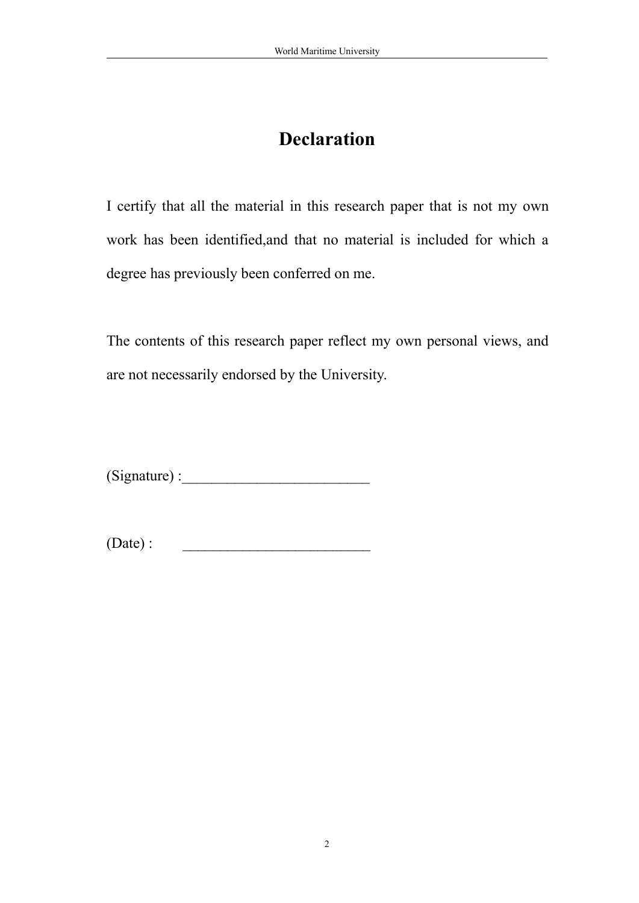# Declaration

I certify that all the material in this research paper that is not my own work has been identified,and that no material is included for which a degree has previously been conferred on me.

The contents of this research paper reflect my own personal views, and are not necessarily endorsed by the University.

(Signature) :_________________________

(Date) : _________________________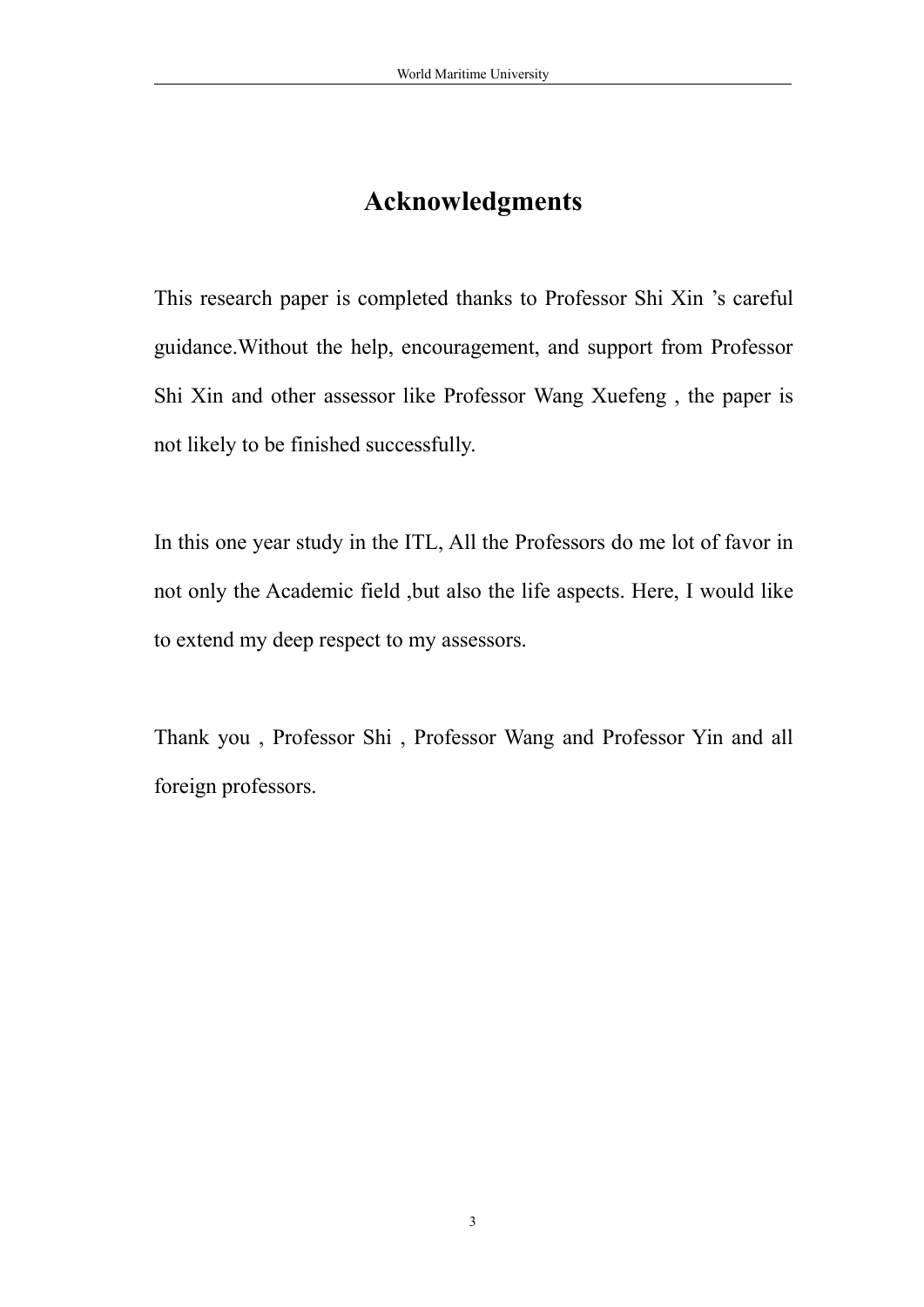# Acknowledgments

This research paper is completed thanks to Professor Shi Xin 's careful guidance.Without the help, encouragement, and support from Professor Shi Xin and other assessor like Professor Wang Xuefeng , the paper is not likely to be finished successfully.

In this one year study in the ITL, All the Professors do me lot of favor in not only the Academic field ,but also the life aspects. Here, I would like to extend my deep respect to my assessors.

Thank you , Professor Shi , Professor Wang and Professor Yin and all foreign professors.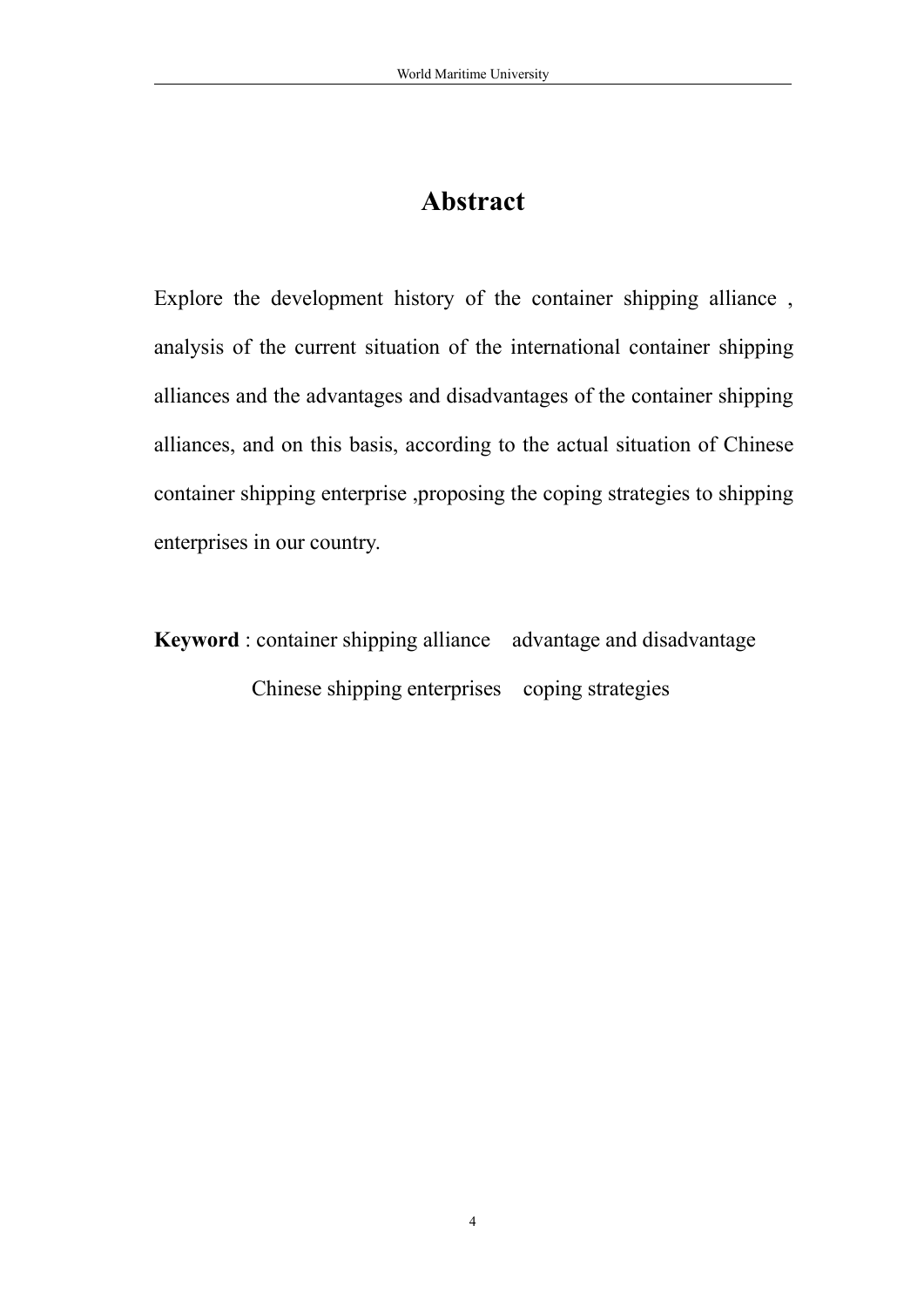# Abstract

Explore the development history of the container shipping alliance , analysis of the current situation of the international container shipping alliances and the advantages and disadvantages of the container shipping alliances, and on this basis, according to the actual situation of Chinese container shipping enterprise ,proposing the coping strategies to shipping enterprises in our country.

**Keyword** : container shipping alliance    advantage and disadvantage
Chinese shipping enterprises    coping strategies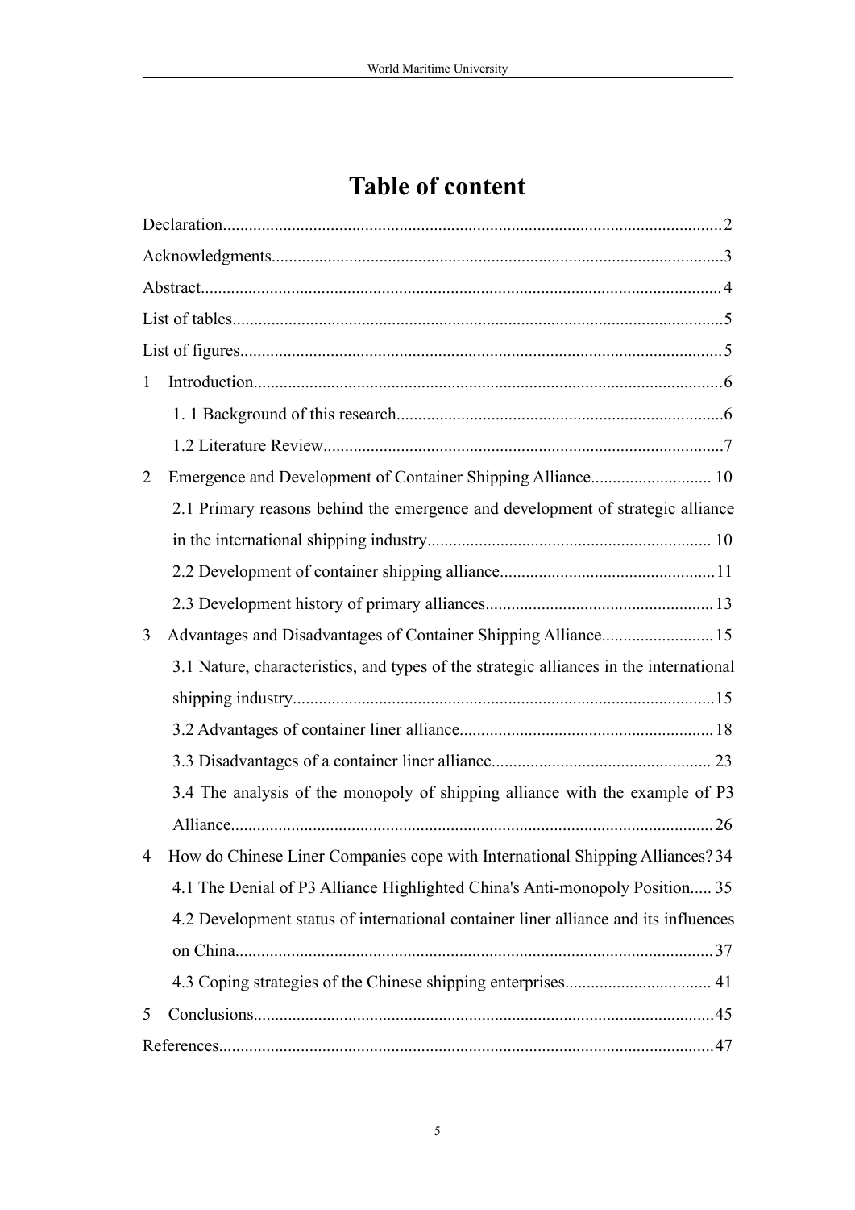# Table of content

Declaration....................................................................................................................2

Acknowledgments.........................................................................................................3

Abstract..........................................................................................................................4

List of tables..................................................................................................................5

List of figures................................................................................................................5

1 Introduction..............................................................................................................6

1. 1 Background of this research.............................................................................6

1.2 Literature Review...............................................................................................7

2 Emergence and Development of Container Shipping Alliance............................ 10

2.1 Primary reasons behind the emergence and development of strategic alliance in the international shipping industry.................................................................. 10

2.2 Development of container shipping alliance...................................................11

2.3 Development history of primary alliances.....................................................13

3 Advantages and Disadvantages of Container Shipping Alliance..........................15

3.1 Nature, characteristics, and types of the strategic alliances in the international shipping industry.................................................................................................15

3.2 Advantages of container liner alliance...........................................................18

3.3 Disadvantages of a container liner alliance.................................................... 23

3.4 The analysis of the monopoly of shipping alliance with the example of P3 Alliance................................................................................................................26

4 How do Chinese Liner Companies cope with International Shipping Alliances? 34

4.1 The Denial of P3 Alliance Highlighted China's Anti-monopoly Position..... 35

4.2 Development status of international container liner alliance and its influences on China..............................................................................................................37

4.3 Coping strategies of the Chinese shipping enterprises.................................. 41

5 Conclusions..........................................................................................................45

References...................................................................................................................47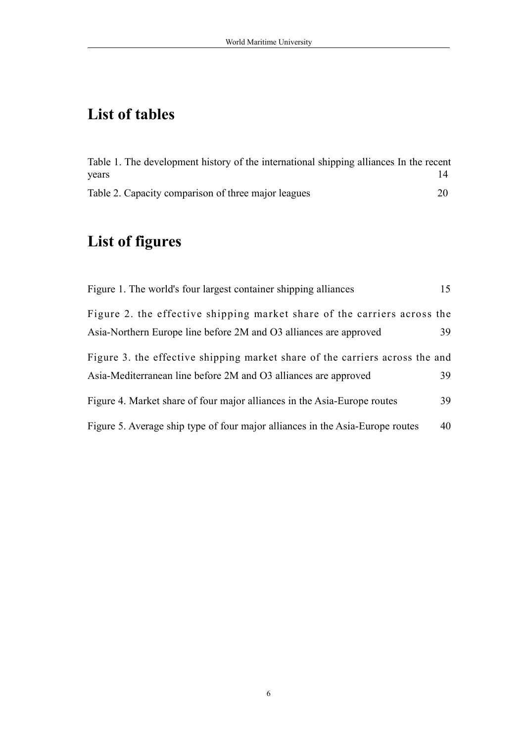## List of tables

Table 1. The development history of the international shipping alliances In the recent years 14

Table 2. Capacity comparison of three major leagues 20

## List of figures

Figure 1. The world's four largest container shipping alliances 15

Figure 2. the effective shipping market share of the carriers across the Asia-Northern Europe line before 2M and O3 alliances are approved 39

Figure 3. the effective shipping market share of the carriers across the and Asia-Mediterranean line before 2M and O3 alliances are approved 39

Figure 4. Market share of four major alliances in the Asia-Europe routes 39

Figure 5. Average ship type of four major alliances in the Asia-Europe routes 40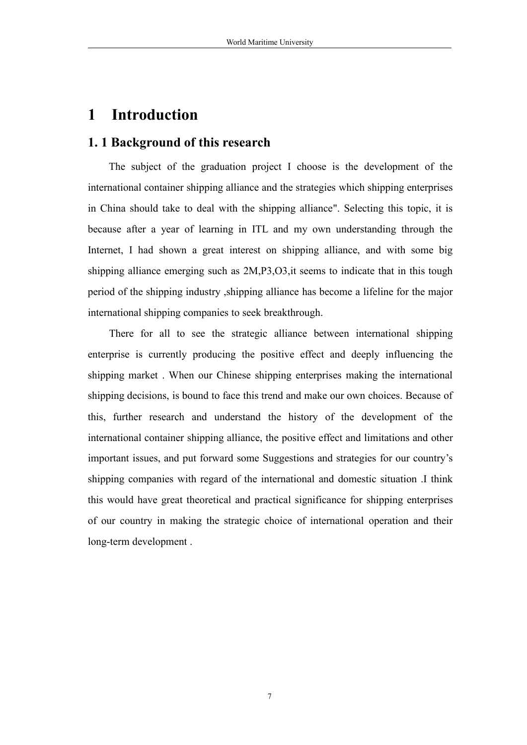# 1 Introduction

## 1. 1 Background of this research

The subject of the graduation project I choose is the development of the international container shipping alliance and the strategies which shipping enterprises in China should take to deal with the shipping alliance". Selecting this topic, it is because after a year of learning in ITL and my own understanding through the Internet, I had shown a great interest on shipping alliance, and with some big shipping alliance emerging such as 2M,P3,O3,it seems to indicate that in this tough period of the shipping industry ,shipping alliance has become a lifeline for the major international shipping companies to seek breakthrough.

There for all to see the strategic alliance between international shipping enterprise is currently producing the positive effect and deeply influencing the shipping market . When our Chinese shipping enterprises making the international shipping decisions, is bound to face this trend and make our own choices. Because of this, further research and understand the history of the development of the international container shipping alliance, the positive effect and limitations and other important issues, and put forward some Suggestions and strategies for our country's shipping companies with regard of the international and domestic situation .I think this would have great theoretical and practical significance for shipping enterprises of our country in making the strategic choice of international operation and their long-term development .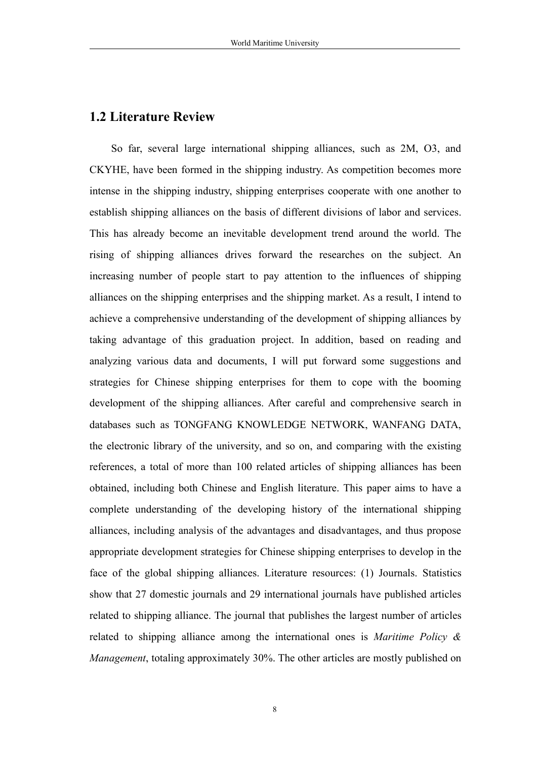## 1.2 Literature Review

So far, several large international shipping alliances, such as 2M, O3, and CKYHE, have been formed in the shipping industry. As competition becomes more intense in the shipping industry, shipping enterprises cooperate with one another to establish shipping alliances on the basis of different divisions of labor and services. This has already become an inevitable development trend around the world. The rising of shipping alliances drives forward the researches on the subject. An increasing number of people start to pay attention to the influences of shipping alliances on the shipping enterprises and the shipping market. As a result, I intend to achieve a comprehensive understanding of the development of shipping alliances by taking advantage of this graduation project. In addition, based on reading and analyzing various data and documents, I will put forward some suggestions and strategies for Chinese shipping enterprises for them to cope with the booming development of the shipping alliances. After careful and comprehensive search in databases such as TONGFANG KNOWLEDGE NETWORK, WANFANG DATA, the electronic library of the university, and so on, and comparing with the existing references, a total of more than 100 related articles of shipping alliances has been obtained, including both Chinese and English literature. This paper aims to have a complete understanding of the developing history of the international shipping alliances, including analysis of the advantages and disadvantages, and thus propose appropriate development strategies for Chinese shipping enterprises to develop in the face of the global shipping alliances. Literature resources: (1) Journals. Statistics show that 27 domestic journals and 29 international journals have published articles related to shipping alliance. The journal that publishes the largest number of articles related to shipping alliance among the international ones is *Maritime Policy & Management*, totaling approximately 30%. The other articles are mostly published on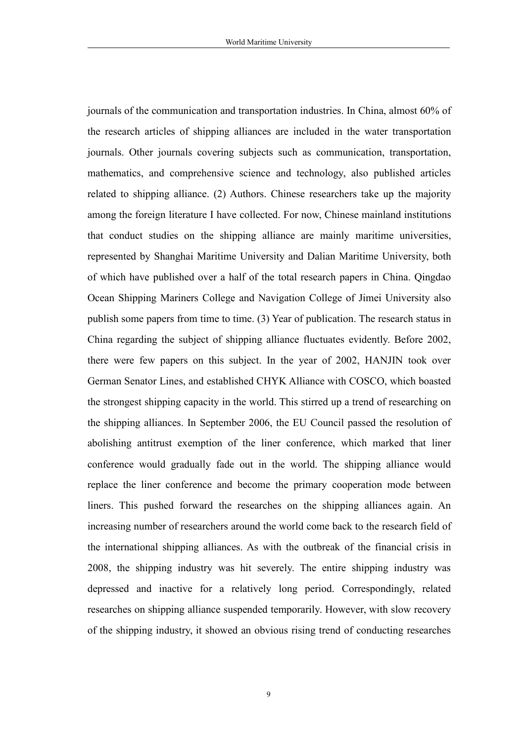journals of the communication and transportation industries. In China, almost 60% of the research articles of shipping alliances are included in the water transportation journals. Other journals covering subjects such as communication, transportation, mathematics, and comprehensive science and technology, also published articles related to shipping alliance. (2) Authors. Chinese researchers take up the majority among the foreign literature I have collected. For now, Chinese mainland institutions that conduct studies on the shipping alliance are mainly maritime universities, represented by Shanghai Maritime University and Dalian Maritime University, both of which have published over a half of the total research papers in China. Qingdao Ocean Shipping Mariners College and Navigation College of Jimei University also publish some papers from time to time. (3) Year of publication. The research status in China regarding the subject of shipping alliance fluctuates evidently. Before 2002, there were few papers on this subject. In the year of 2002, HANJIN took over German Senator Lines, and established CHYK Alliance with COSCO, which boasted the strongest shipping capacity in the world. This stirred up a trend of researching on the shipping alliances. In September 2006, the EU Council passed the resolution of abolishing antitrust exemption of the liner conference, which marked that liner conference would gradually fade out in the world. The shipping alliance would replace the liner conference and become the primary cooperation mode between liners. This pushed forward the researches on the shipping alliances again. An increasing number of researchers around the world come back to the research field of the international shipping alliances. As with the outbreak of the financial crisis in 2008, the shipping industry was hit severely. The entire shipping industry was depressed and inactive for a relatively long period. Correspondingly, related researches on shipping alliance suspended temporarily. However, with slow recovery of the shipping industry, it showed an obvious rising trend of conducting researches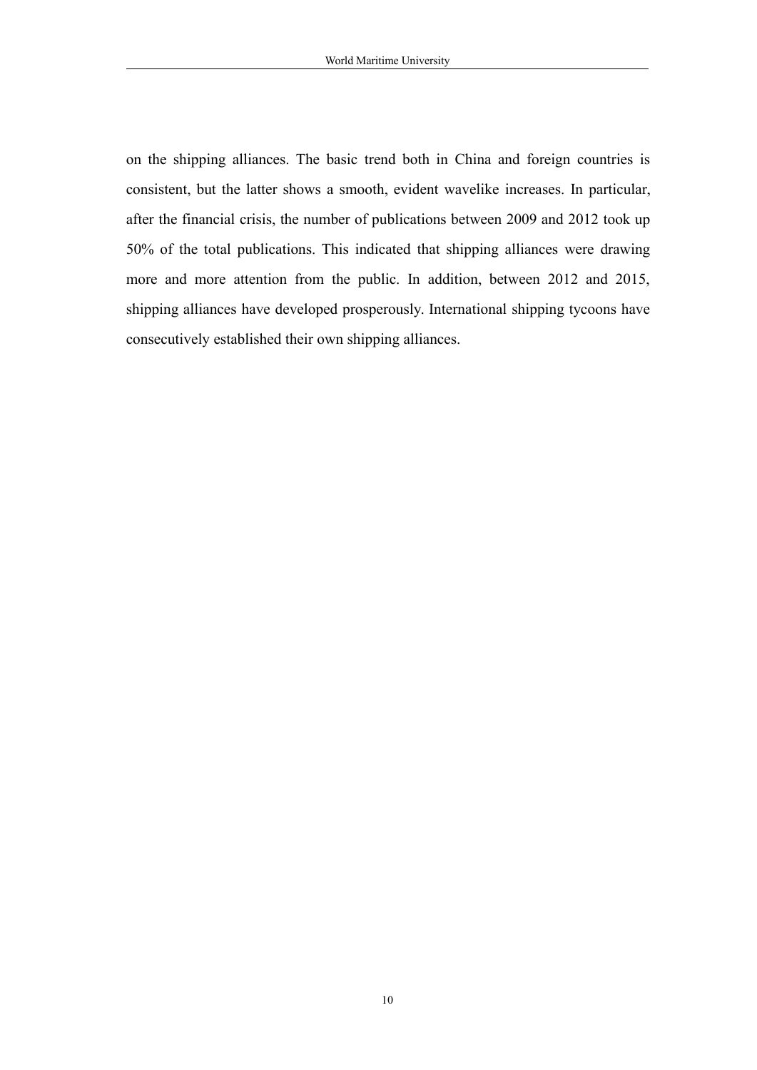on the shipping alliances. The basic trend both in China and foreign countries is consistent, but the latter shows a smooth, evident wavelike increases. In particular, after the financial crisis, the number of publications between 2009 and 2012 took up 50% of the total publications. This indicated that shipping alliances were drawing more and more attention from the public. In addition, between 2012 and 2015, shipping alliances have developed prosperously. International shipping tycoons have consecutively established their own shipping alliances.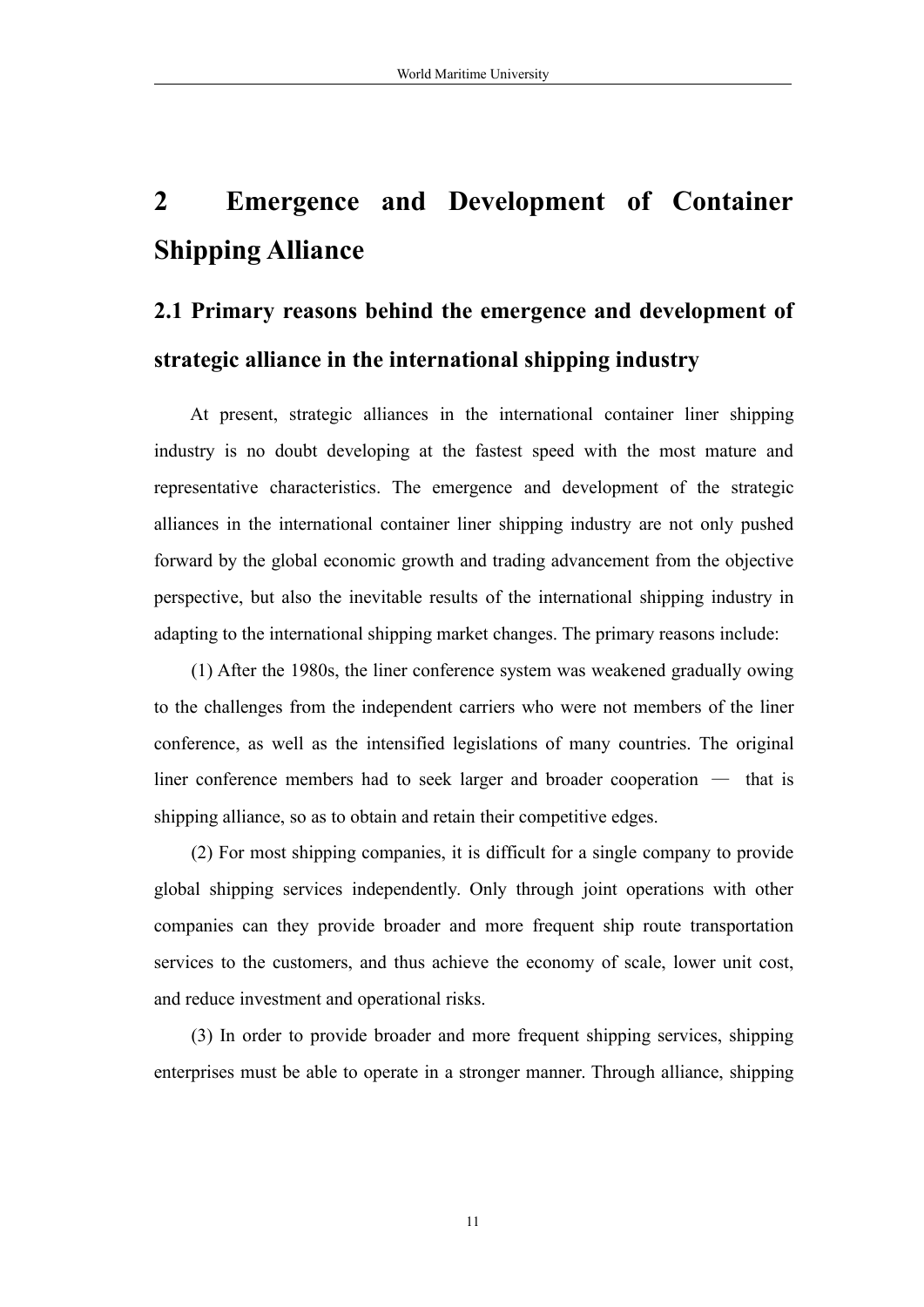# 2 Emergence and Development of Container Shipping Alliance

## 2.1 Primary reasons behind the emergence and development of strategic alliance in the international shipping industry

At present, strategic alliances in the international container liner shipping industry is no doubt developing at the fastest speed with the most mature and representative characteristics. The emergence and development of the strategic alliances in the international container liner shipping industry are not only pushed forward by the global economic growth and trading advancement from the objective perspective, but also the inevitable results of the international shipping industry in adapting to the international shipping market changes. The primary reasons include:

(1) After the 1980s, the liner conference system was weakened gradually owing to the challenges from the independent carriers who were not members of the liner conference, as well as the intensified legislations of many countries. The original liner conference members had to seek larger and broader cooperation — that is shipping alliance, so as to obtain and retain their competitive edges.

(2) For most shipping companies, it is difficult for a single company to provide global shipping services independently. Only through joint operations with other companies can they provide broader and more frequent ship route transportation services to the customers, and thus achieve the economy of scale, lower unit cost, and reduce investment and operational risks.

(3) In order to provide broader and more frequent shipping services, shipping enterprises must be able to operate in a stronger manner. Through alliance, shipping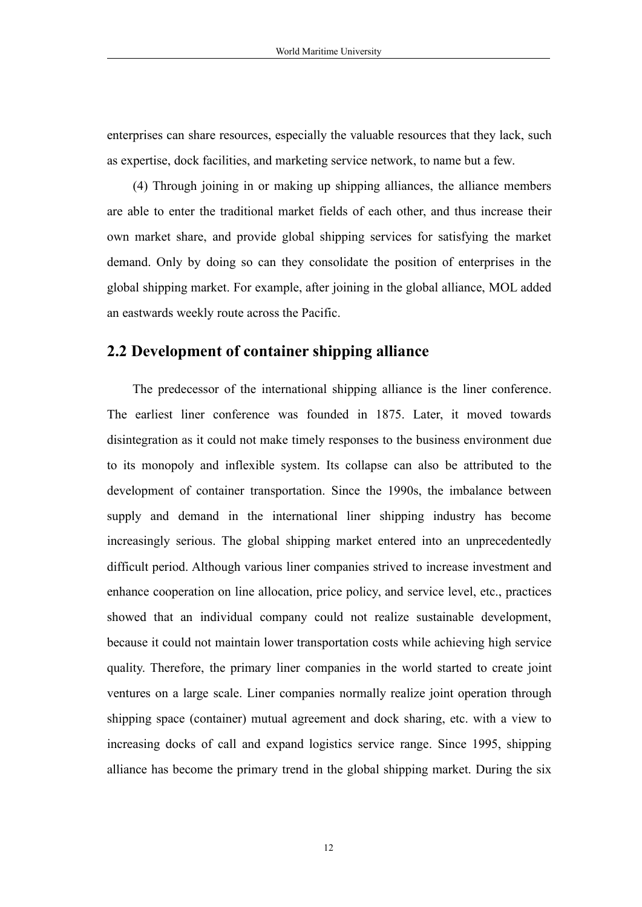enterprises can share resources, especially the valuable resources that they lack, such as expertise, dock facilities, and marketing service network, to name but a few.

(4) Through joining in or making up shipping alliances, the alliance members are able to enter the traditional market fields of each other, and thus increase their own market share, and provide global shipping services for satisfying the market demand. Only by doing so can they consolidate the position of enterprises in the global shipping market. For example, after joining in the global alliance, MOL added an eastwards weekly route across the Pacific.

## 2.2 Development of container shipping alliance

The predecessor of the international shipping alliance is the liner conference. The earliest liner conference was founded in 1875. Later, it moved towards disintegration as it could not make timely responses to the business environment due to its monopoly and inflexible system. Its collapse can also be attributed to the development of container transportation. Since the 1990s, the imbalance between supply and demand in the international liner shipping industry has become increasingly serious. The global shipping market entered into an unprecedentedly difficult period. Although various liner companies strived to increase investment and enhance cooperation on line allocation, price policy, and service level, etc., practices showed that an individual company could not realize sustainable development, because it could not maintain lower transportation costs while achieving high service quality. Therefore, the primary liner companies in the world started to create joint ventures on a large scale. Liner companies normally realize joint operation through shipping space (container) mutual agreement and dock sharing, etc. with a view to increasing docks of call and expand logistics service range. Since 1995, shipping alliance has become the primary trend in the global shipping market. During the six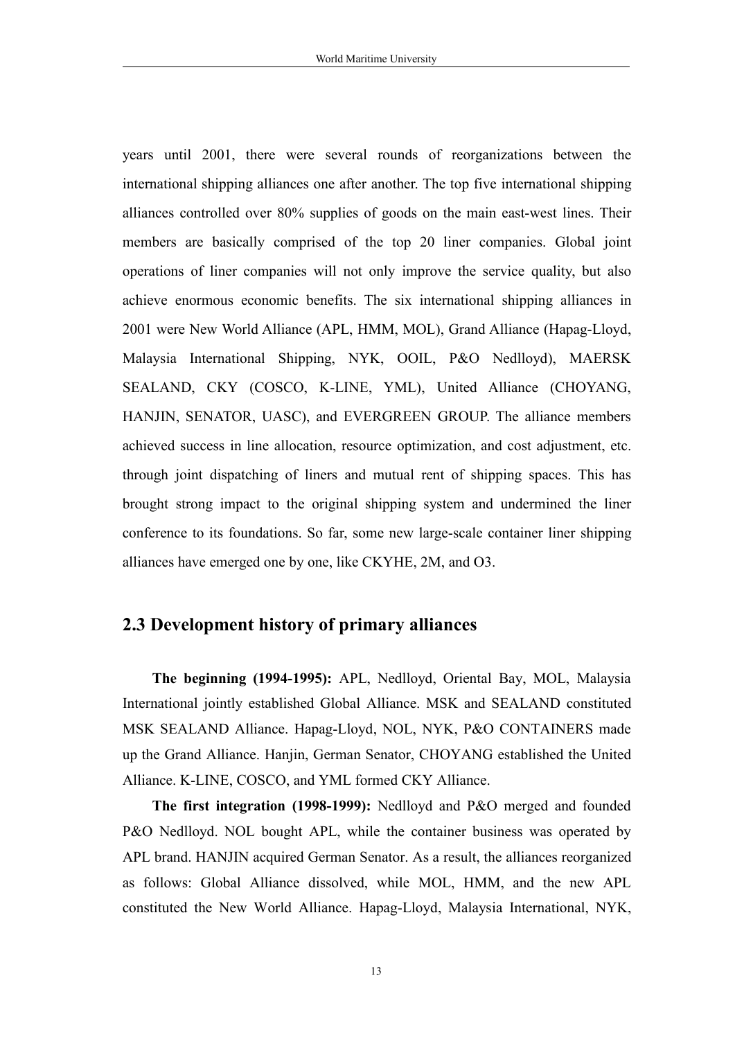years until 2001, there were several rounds of reorganizations between the international shipping alliances one after another. The top five international shipping alliances controlled over 80% supplies of goods on the main east-west lines. Their members are basically comprised of the top 20 liner companies. Global joint operations of liner companies will not only improve the service quality, but also achieve enormous economic benefits. The six international shipping alliances in 2001 were New World Alliance (APL, HMM, MOL), Grand Alliance (Hapag-Lloyd, Malaysia International Shipping, NYK, OOIL, P&O Nedlloyd), MAERSK SEALAND, CKY (COSCO, K-LINE, YML), United Alliance (CHOYANG, HANJIN, SENATOR, UASC), and EVERGREEN GROUP. The alliance members achieved success in line allocation, resource optimization, and cost adjustment, etc. through joint dispatching of liners and mutual rent of shipping spaces. This has brought strong impact to the original shipping system and undermined the liner conference to its foundations. So far, some new large-scale container liner shipping alliances have emerged one by one, like CKYHE, 2M, and O3.

## 2.3 Development history of primary alliances

**The beginning (1994-1995):** APL, Nedlloyd, Oriental Bay, MOL, Malaysia International jointly established Global Alliance. MSK and SEALAND constituted MSK SEALAND Alliance. Hapag-Lloyd, NOL, NYK, P&O CONTAINERS made up the Grand Alliance. Hanjin, German Senator, CHOYANG established the United Alliance. K-LINE, COSCO, and YML formed CKY Alliance.

**The first integration (1998-1999):** Nedlloyd and P&O merged and founded P&O Nedlloyd. NOL bought APL, while the container business was operated by APL brand. HANJIN acquired German Senator. As a result, the alliances reorganized as follows: Global Alliance dissolved, while MOL, HMM, and the new APL constituted the New World Alliance. Hapag-Lloyd, Malaysia International, NYK,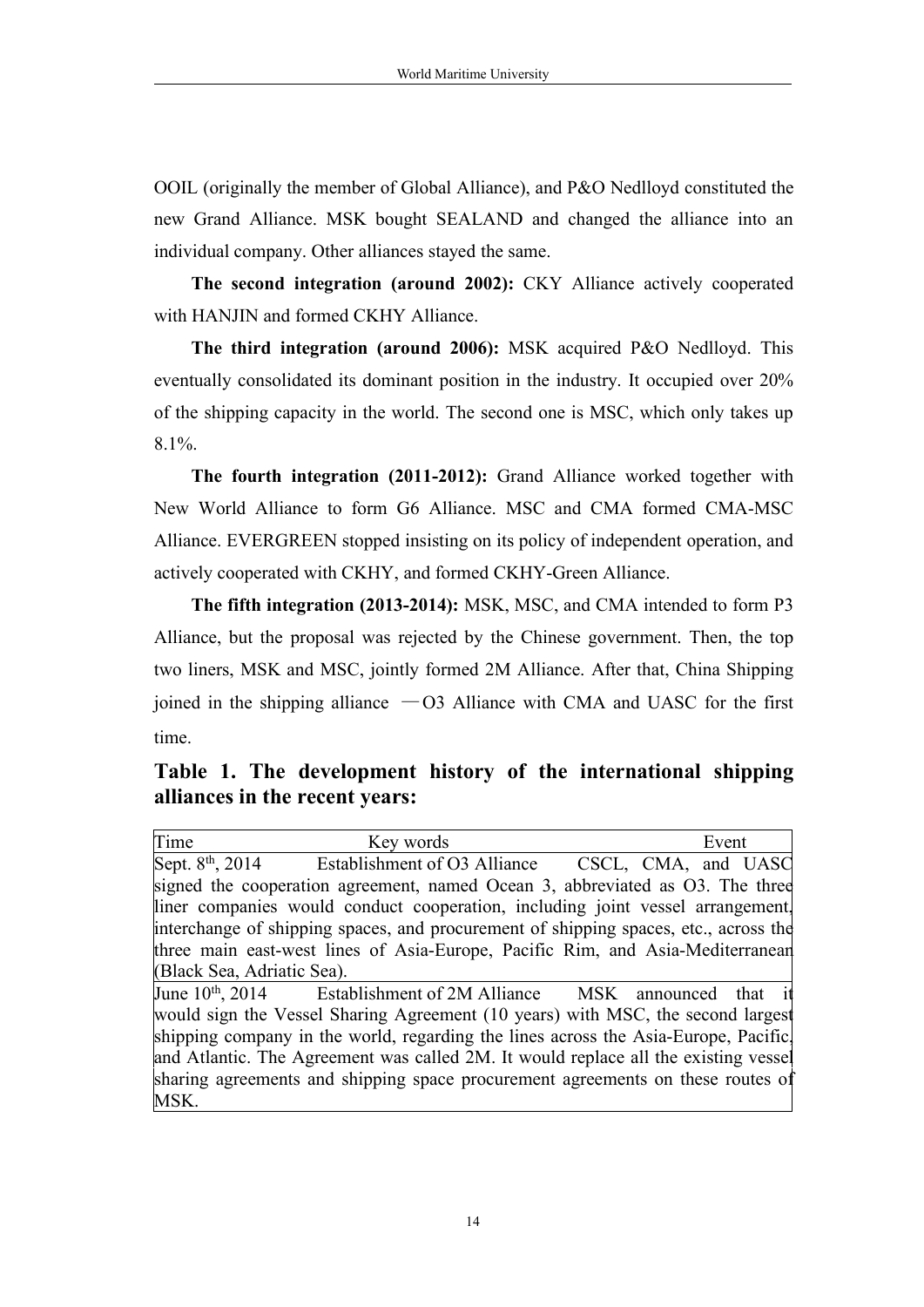OOIL (originally the member of Global Alliance), and P&O Nedlloyd constituted the new Grand Alliance. MSK bought SEALAND and changed the alliance into an individual company. Other alliances stayed the same.

**The second integration (around 2002):** CKY Alliance actively cooperated with HANJIN and formed CKHY Alliance.

**The third integration (around 2006):** MSK acquired P&O Nedlloyd. This eventually consolidated its dominant position in the industry. It occupied over 20% of the shipping capacity in the world. The second one is MSC, which only takes up 8.1%.

**The fourth integration (2011-2012):** Grand Alliance worked together with New World Alliance to form G6 Alliance. MSC and CMA formed CMA-MSC Alliance. EVERGREEN stopped insisting on its policy of independent operation, and actively cooperated with CKHY, and formed CKHY-Green Alliance.

**The fifth integration (2013-2014):** MSK, MSC, and CMA intended to form P3 Alliance, but the proposal was rejected by the Chinese government. Then, the top two liners, MSK and MSC, jointly formed 2M Alliance. After that, China Shipping joined in the shipping alliance —O3 Alliance with CMA and UASC for the first time.

## Table 1. The development history of the international shipping alliances in the recent years:

| Time | Key words | Event |
|---|---|---|
| Sept. 8th, 2014 | Establishment of O3 Alliance | CSCL, CMA, and UASC signed the cooperation agreement, named Ocean 3, abbreviated as O3. The three liner companies would conduct cooperation, including joint vessel arrangement, interchange of shipping spaces, and procurement of shipping spaces, etc., across the three main east-west lines of Asia-Europe, Pacific Rim, and Asia-Mediterranean (Black Sea, Adriatic Sea). |
| June 10th, 2014 | Establishment of 2M Alliance | MSK announced that it would sign the Vessel Sharing Agreement (10 years) with MSC, the second largest shipping company in the world, regarding the lines across the Asia-Europe, Pacific, and Atlantic. The Agreement was called 2M. It would replace all the existing vessel sharing agreements and shipping space procurement agreements on these routes of MSK. |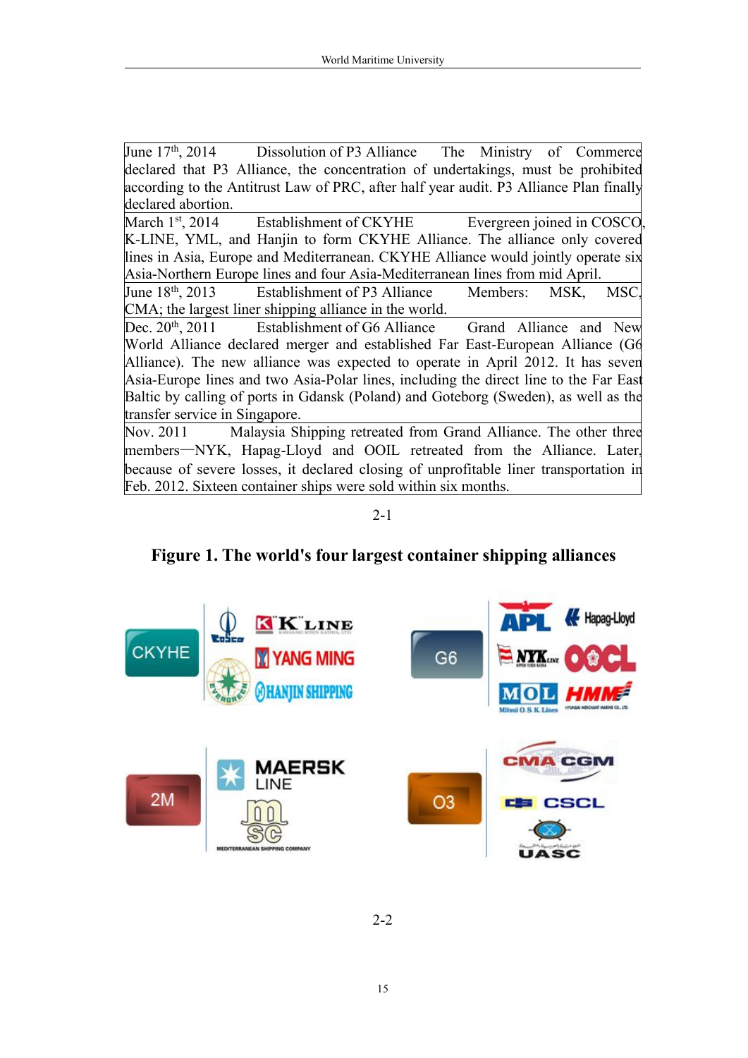| | | |
|---|---|---|
| June 17th, 2014 | Dissolution of P3 Alliance | The Ministry of Commerce declared that P3 Alliance, the concentration of undertakings, must be prohibited according to the Antitrust Law of PRC, after half year audit. P3 Alliance Plan finally declared abortion. |
| March 1st, 2014 | Establishment of CKYHE | Evergreen joined in COSCO, K-LINE, YML, and Hanjin to form CKYHE Alliance. The alliance only covered lines in Asia, Europe and Mediterranean. CKYHE Alliance would jointly operate six Asia-Northern Europe lines and four Asia-Mediterranean lines from mid April. |
| June 18th, 2013 | Establishment of P3 Alliance | Members: MSK, MSC, CMA; the largest liner shipping alliance in the world. |
| Dec. 20th, 2011 | Establishment of G6 Alliance | Grand Alliance and New World Alliance declared merger and established Far East-European Alliance (G6 Alliance). The new alliance was expected to operate in April 2012. It has seven Asia-Europe lines and two Asia-Polar lines, including the direct line to the Far East Baltic by calling of ports in Gdansk (Poland) and Goteborg (Sweden), as well as the transfer service in Singapore. |
| Nov. 2011 | | Malaysia Shipping retreated from Grand Alliance. The other three members—NYK, Hapag-Lloyd and OOIL retreated from the Alliance. Later, because of severe losses, it declared closing of unprofitable liner transportation in Feb. 2012. Sixteen container ships were sold within six months. |

2-1

**Figure 1. The world's four largest container shipping alliances**

2-2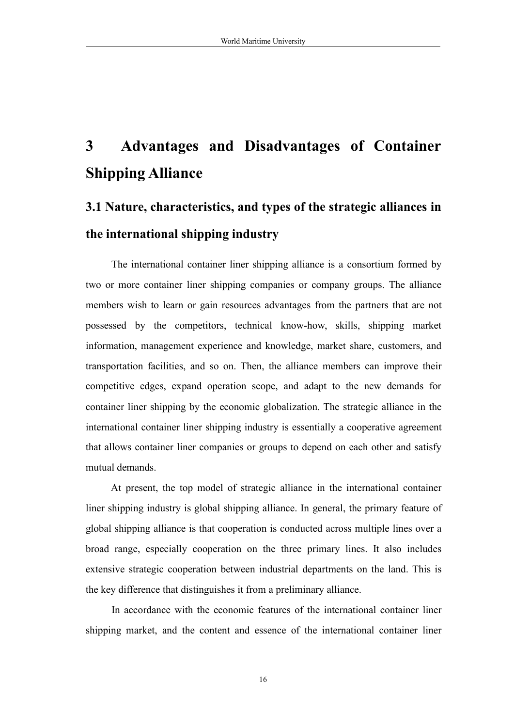# 3 Advantages and Disadvantages of Container Shipping Alliance

## 3.1 Nature, characteristics, and types of the strategic alliances in the international shipping industry

The international container liner shipping alliance is a consortium formed by two or more container liner shipping companies or company groups. The alliance members wish to learn or gain resources advantages from the partners that are not possessed by the competitors, technical know-how, skills, shipping market information, management experience and knowledge, market share, customers, and transportation facilities, and so on. Then, the alliance members can improve their competitive edges, expand operation scope, and adapt to the new demands for container liner shipping by the economic globalization. The strategic alliance in the international container liner shipping industry is essentially a cooperative agreement that allows container liner companies or groups to depend on each other and satisfy mutual demands.

At present, the top model of strategic alliance in the international container liner shipping industry is global shipping alliance. In general, the primary feature of global shipping alliance is that cooperation is conducted across multiple lines over a broad range, especially cooperation on the three primary lines. It also includes extensive strategic cooperation between industrial departments on the land. This is the key difference that distinguishes it from a preliminary alliance.

In accordance with the economic features of the international container liner shipping market, and the content and essence of the international container liner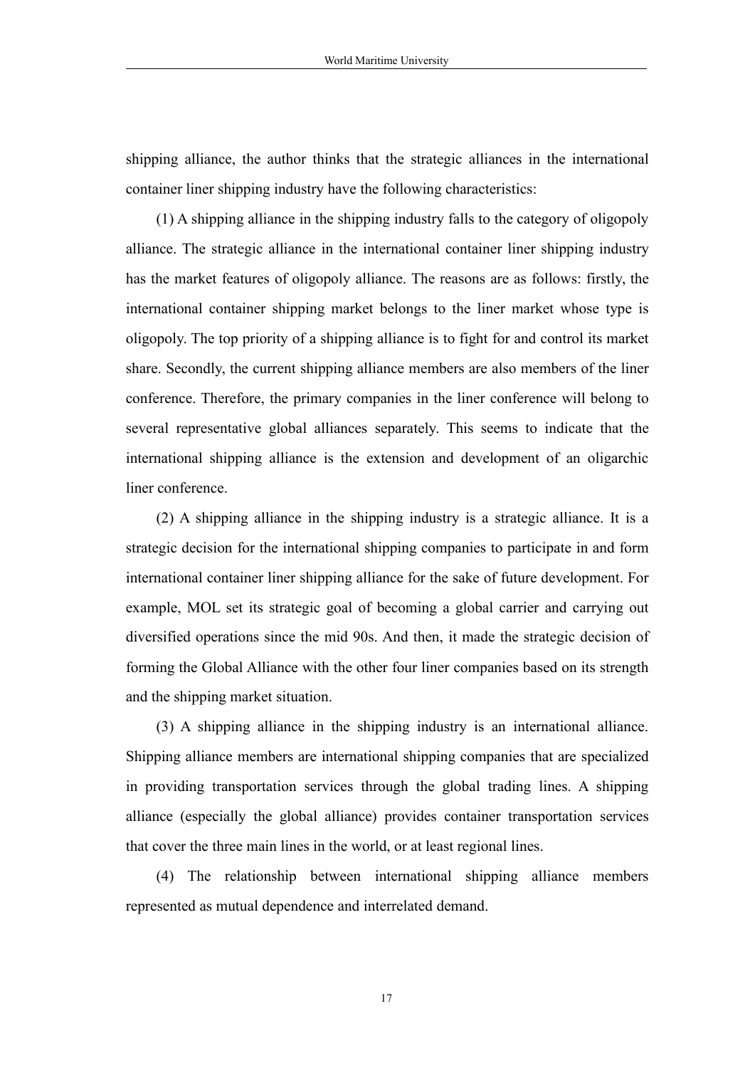shipping alliance, the author thinks that the strategic alliances in the international container liner shipping industry have the following characteristics:

(1) A shipping alliance in the shipping industry falls to the category of oligopoly alliance. The strategic alliance in the international container liner shipping industry has the market features of oligopoly alliance. The reasons are as follows: firstly, the international container shipping market belongs to the liner market whose type is oligopoly. The top priority of a shipping alliance is to fight for and control its market share. Secondly, the current shipping alliance members are also members of the liner conference. Therefore, the primary companies in the liner conference will belong to several representative global alliances separately. This seems to indicate that the international shipping alliance is the extension and development of an oligarchic liner conference.

(2) A shipping alliance in the shipping industry is a strategic alliance. It is a strategic decision for the international shipping companies to participate in and form international container liner shipping alliance for the sake of future development. For example, MOL set its strategic goal of becoming a global carrier and carrying out diversified operations since the mid 90s. And then, it made the strategic decision of forming the Global Alliance with the other four liner companies based on its strength and the shipping market situation.

(3) A shipping alliance in the shipping industry is an international alliance. Shipping alliance members are international shipping companies that are specialized in providing transportation services through the global trading lines. A shipping alliance (especially the global alliance) provides container transportation services that cover the three main lines in the world, or at least regional lines.

(4) The relationship between international shipping alliance members represented as mutual dependence and interrelated demand.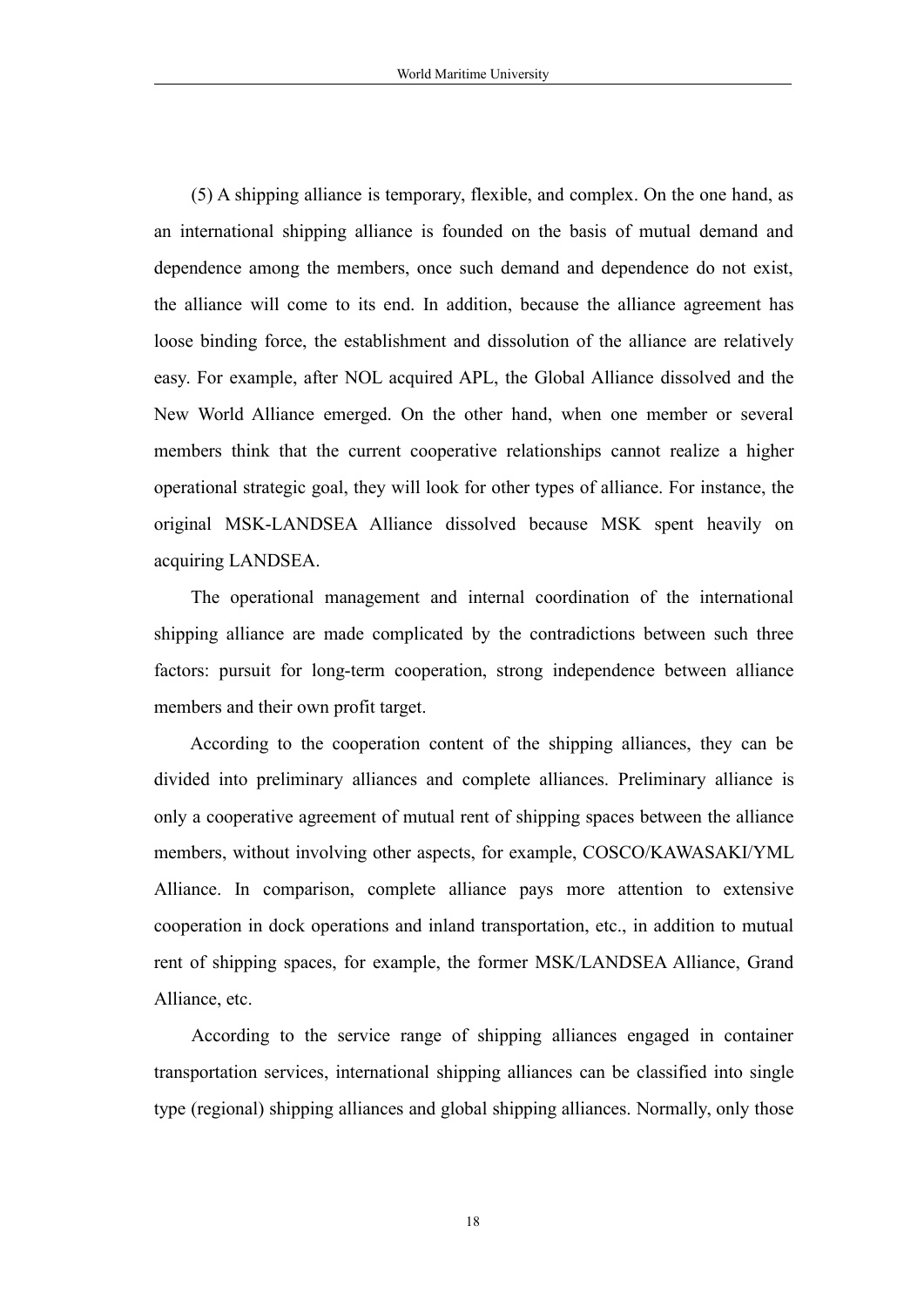(5) A shipping alliance is temporary, flexible, and complex. On the one hand, as an international shipping alliance is founded on the basis of mutual demand and dependence among the members, once such demand and dependence do not exist, the alliance will come to its end. In addition, because the alliance agreement has loose binding force, the establishment and dissolution of the alliance are relatively easy. For example, after NOL acquired APL, the Global Alliance dissolved and the New World Alliance emerged. On the other hand, when one member or several members think that the current cooperative relationships cannot realize a higher operational strategic goal, they will look for other types of alliance. For instance, the original MSK-LANDSEA Alliance dissolved because MSK spent heavily on acquiring LANDSEA.

The operational management and internal coordination of the international shipping alliance are made complicated by the contradictions between such three factors: pursuit for long-term cooperation, strong independence between alliance members and their own profit target.

According to the cooperation content of the shipping alliances, they can be divided into preliminary alliances and complete alliances. Preliminary alliance is only a cooperative agreement of mutual rent of shipping spaces between the alliance members, without involving other aspects, for example, COSCO/KAWASAKI/YML Alliance. In comparison, complete alliance pays more attention to extensive cooperation in dock operations and inland transportation, etc., in addition to mutual rent of shipping spaces, for example, the former MSK/LANDSEA Alliance, Grand Alliance, etc.

According to the service range of shipping alliances engaged in container transportation services, international shipping alliances can be classified into single type (regional) shipping alliances and global shipping alliances. Normally, only those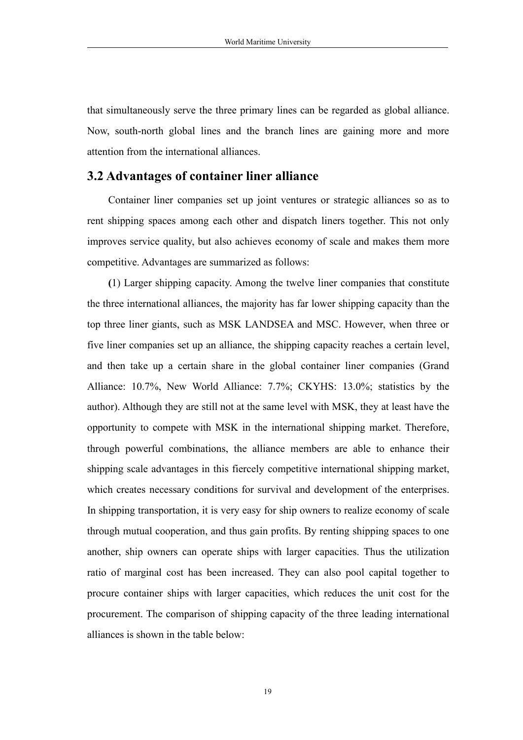that simultaneously serve the three primary lines can be regarded as global alliance. Now, south-north global lines and the branch lines are gaining more and more attention from the international alliances.

## 3.2 Advantages of container liner alliance

Container liner companies set up joint ventures or strategic alliances so as to rent shipping spaces among each other and dispatch liners together. This not only improves service quality, but also achieves economy of scale and makes them more competitive. Advantages are summarized as follows:

(1) Larger shipping capacity. Among the twelve liner companies that constitute the three international alliances, the majority has far lower shipping capacity than the top three liner giants, such as MSK LANDSEA and MSC. However, when three or five liner companies set up an alliance, the shipping capacity reaches a certain level, and then take up a certain share in the global container liner companies (Grand Alliance: 10.7%, New World Alliance: 7.7%; CKYHS: 13.0%; statistics by the author). Although they are still not at the same level with MSK, they at least have the opportunity to compete with MSK in the international shipping market. Therefore, through powerful combinations, the alliance members are able to enhance their shipping scale advantages in this fiercely competitive international shipping market, which creates necessary conditions for survival and development of the enterprises. In shipping transportation, it is very easy for ship owners to realize economy of scale through mutual cooperation, and thus gain profits. By renting shipping spaces to one another, ship owners can operate ships with larger capacities. Thus the utilization ratio of marginal cost has been increased. They can also pool capital together to procure container ships with larger capacities, which reduces the unit cost for the procurement. The comparison of shipping capacity of the three leading international alliances is shown in the table below: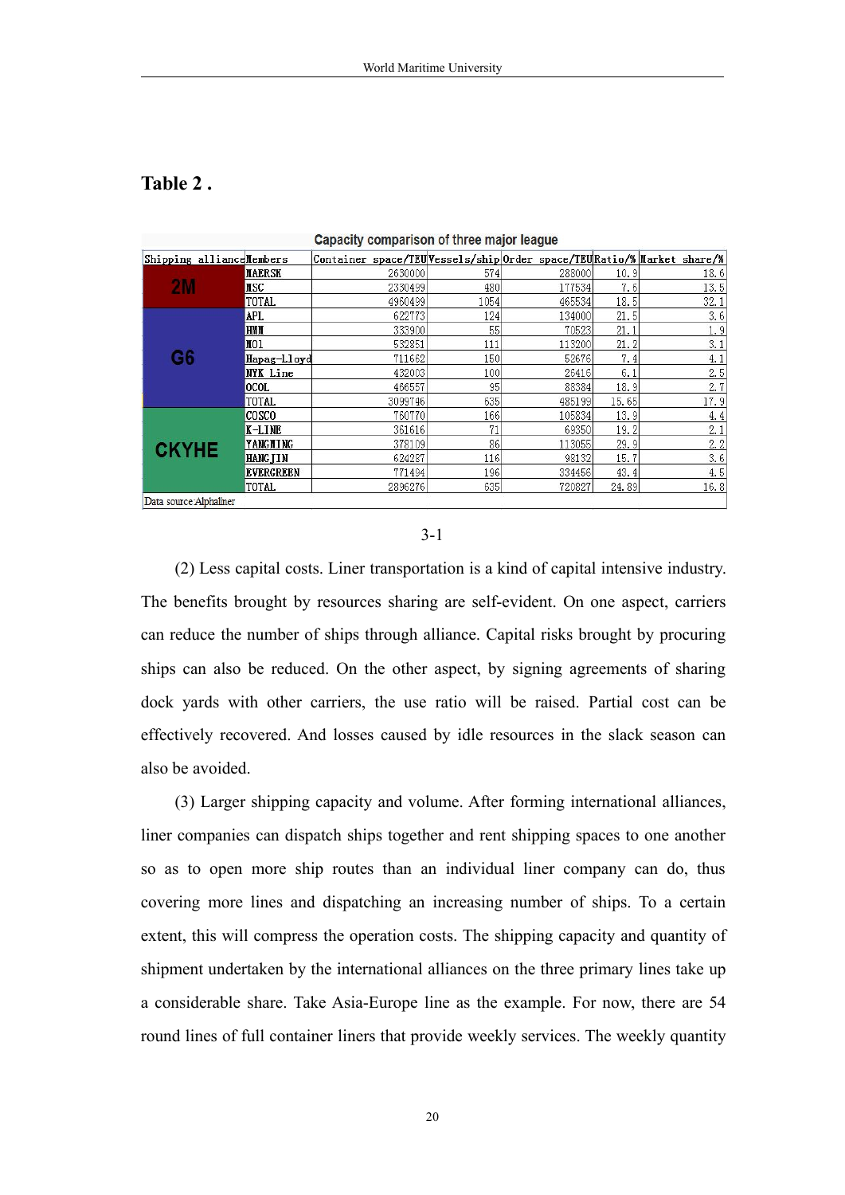**Table 2 .**

Capacity comparison of three major league

| Shipping alliance | Members | Container space/TEU | Vessels/ship | Order space/TEU | Ratio/% | Market share/% |
|---|---|---|---|---|---|---|
| 2M | MAERSK | 2630000 | 574 | 288000 | 10.9 | 18.6 |
| | MSC | 2330499 | 480 | 177534 | 7.6 | 13.5 |
| | TOTAL | 4960499 | 1054 | 465534 | 18.5 | 32.1 |
| G6 | APL | 622773 | 124 | 134000 | 21.5 | 3.6 |
| | HMM | 333900 | 55 | 70523 | 21.1 | 1.9 |
| | MOl | 532851 | 111 | 113200 | 21.2 | 3.1 |
| | Hapag-Lloyd | 711662 | 150 | 52676 | 7.4 | 4.1 |
| | NYK Line | 432003 | 100 | 26416 | 6.1 | 2.5 |
| | OCOL | 466557 | 95 | 88384 | 18.9 | 2.7 |
| | TOTAL | 3099746 | 635 | 485199 | 15.65 | 17.9 |
| CKYHE | COSCO | 760770 | 166 | 105834 | 13.9 | 4.4 |
| | K-LINE | 361616 | 71 | 69350 | 19.2 | 2.1 |
| | YANGMING | 378109 | 86 | 113055 | 29.9 | 2.2 |
| | HANGJIN | 624287 | 116 | 98132 | 15.7 | 3.6 |
| | EVERGREEN | 771494 | 196 | 334456 | 43.4 | 4.5 |
| | TOTAL | 2896276 | 635 | 720827 | 24.89 | 16.8 |

Data source:Alphaliner

3-1

(2) Less capital costs. Liner transportation is a kind of capital intensive industry. The benefits brought by resources sharing are self-evident. On one aspect, carriers can reduce the number of ships through alliance. Capital risks brought by procuring ships can also be reduced. On the other aspect, by signing agreements of sharing dock yards with other carriers, the use ratio will be raised. Partial cost can be effectively recovered. And losses caused by idle resources in the slack season can also be avoided.

(3) Larger shipping capacity and volume. After forming international alliances, liner companies can dispatch ships together and rent shipping spaces to one another so as to open more ship routes than an individual liner company can do, thus covering more lines and dispatching an increasing number of ships. To a certain extent, this will compress the operation costs. The shipping capacity and quantity of shipment undertaken by the international alliances on the three primary lines take up a considerable share. Take Asia-Europe line as the example. For now, there are 54 round lines of full container liners that provide weekly services. The weekly quantity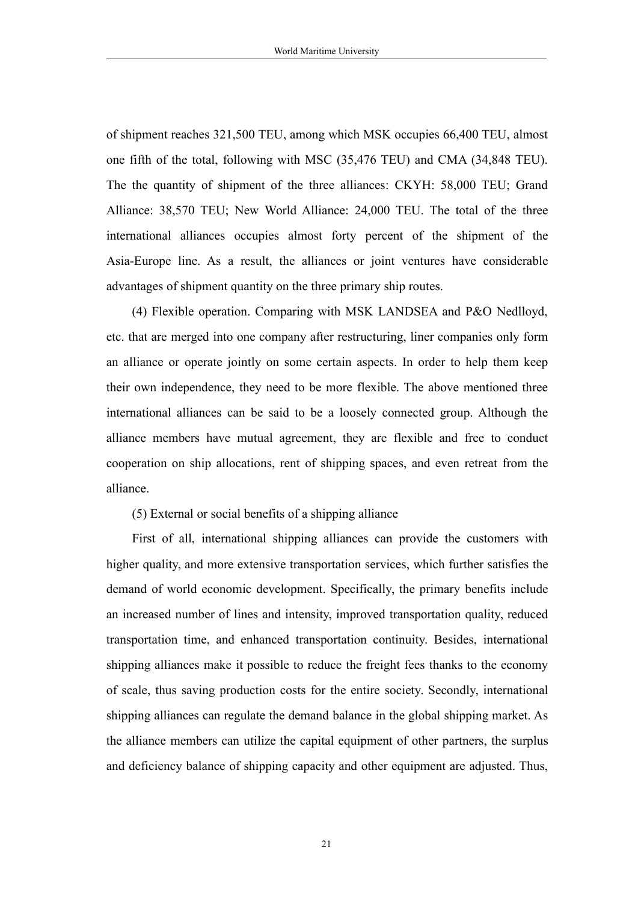of shipment reaches 321,500 TEU, among which MSK occupies 66,400 TEU, almost one fifth of the total, following with MSC (35,476 TEU) and CMA (34,848 TEU). The the quantity of shipment of the three alliances: CKYH: 58,000 TEU; Grand Alliance: 38,570 TEU; New World Alliance: 24,000 TEU. The total of the three international alliances occupies almost forty percent of the shipment of the Asia-Europe line. As a result, the alliances or joint ventures have considerable advantages of shipment quantity on the three primary ship routes.

(4) Flexible operation. Comparing with MSK LANDSEA and P&O Nedlloyd, etc. that are merged into one company after restructuring, liner companies only form an alliance or operate jointly on some certain aspects. In order to help them keep their own independence, they need to be more flexible. The above mentioned three international alliances can be said to be a loosely connected group. Although the alliance members have mutual agreement, they are flexible and free to conduct cooperation on ship allocations, rent of shipping spaces, and even retreat from the alliance.

(5) External or social benefits of a shipping alliance

First of all, international shipping alliances can provide the customers with higher quality, and more extensive transportation services, which further satisfies the demand of world economic development. Specifically, the primary benefits include an increased number of lines and intensity, improved transportation quality, reduced transportation time, and enhanced transportation continuity. Besides, international shipping alliances make it possible to reduce the freight fees thanks to the economy of scale, thus saving production costs for the entire society. Secondly, international shipping alliances can regulate the demand balance in the global shipping market. As the alliance members can utilize the capital equipment of other partners, the surplus and deficiency balance of shipping capacity and other equipment are adjusted. Thus,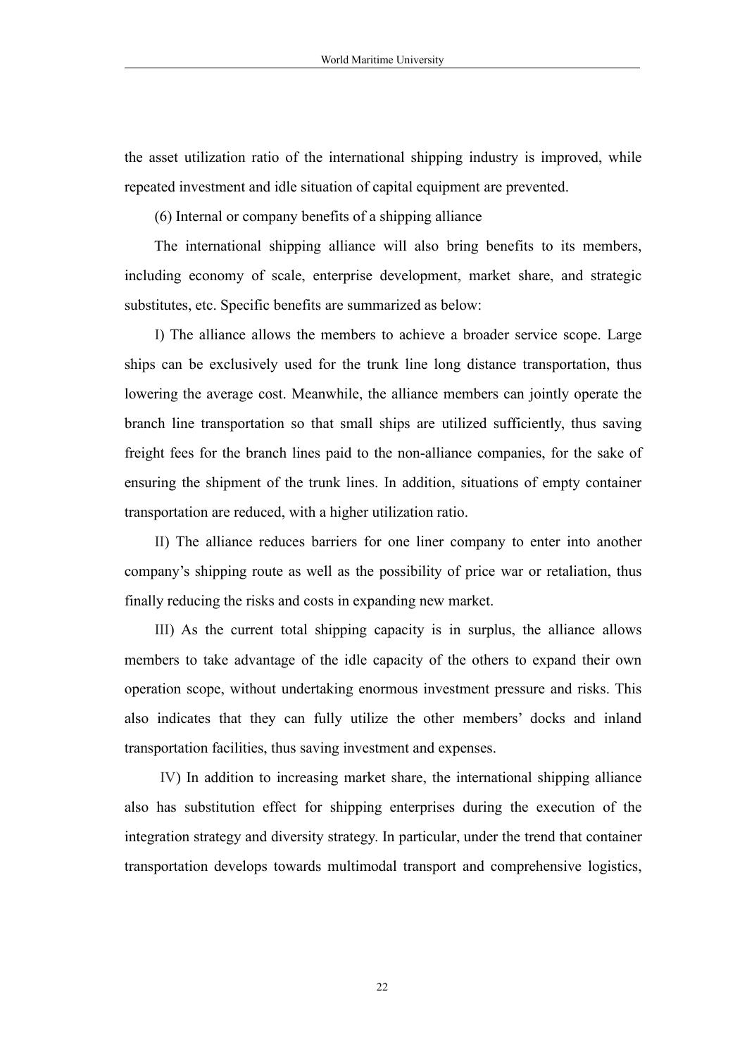the asset utilization ratio of the international shipping industry is improved, while repeated investment and idle situation of capital equipment are prevented.

(6) Internal or company benefits of a shipping alliance

The international shipping alliance will also bring benefits to its members, including economy of scale, enterprise development, market share, and strategic substitutes, etc. Specific benefits are summarized as below:

I) The alliance allows the members to achieve a broader service scope. Large ships can be exclusively used for the trunk line long distance transportation, thus lowering the average cost. Meanwhile, the alliance members can jointly operate the branch line transportation so that small ships are utilized sufficiently, thus saving freight fees for the branch lines paid to the non-alliance companies, for the sake of ensuring the shipment of the trunk lines. In addition, situations of empty container transportation are reduced, with a higher utilization ratio.

II) The alliance reduces barriers for one liner company to enter into another company's shipping route as well as the possibility of price war or retaliation, thus finally reducing the risks and costs in expanding new market.

III) As the current total shipping capacity is in surplus, the alliance allows members to take advantage of the idle capacity of the others to expand their own operation scope, without undertaking enormous investment pressure and risks. This also indicates that they can fully utilize the other members' docks and inland transportation facilities, thus saving investment and expenses.

IV) In addition to increasing market share, the international shipping alliance also has substitution effect for shipping enterprises during the execution of the integration strategy and diversity strategy. In particular, under the trend that container transportation develops towards multimodal transport and comprehensive logistics,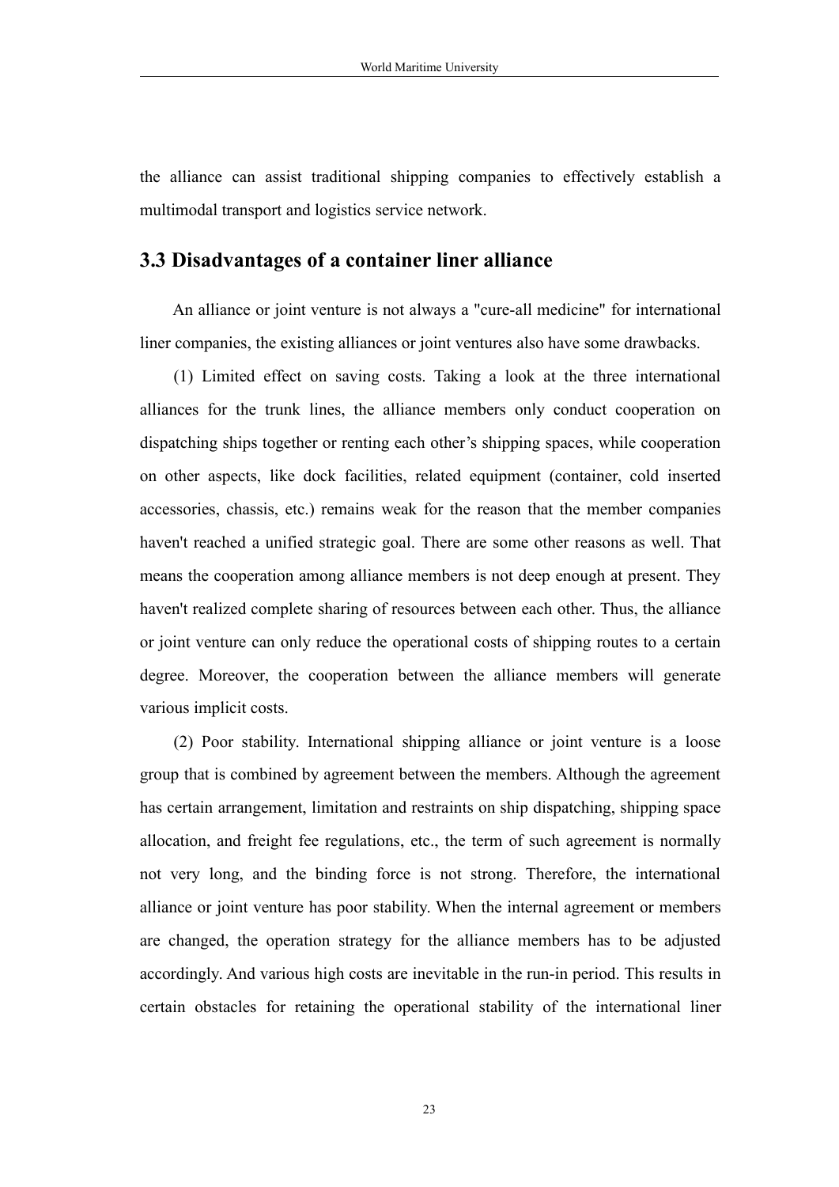the alliance can assist traditional shipping companies to effectively establish a multimodal transport and logistics service network.

## 3.3 Disadvantages of a container liner alliance

An alliance or joint venture is not always a "cure-all medicine" for international liner companies, the existing alliances or joint ventures also have some drawbacks.

(1) Limited effect on saving costs. Taking a look at the three international alliances for the trunk lines, the alliance members only conduct cooperation on dispatching ships together or renting each other's shipping spaces, while cooperation on other aspects, like dock facilities, related equipment (container, cold inserted accessories, chassis, etc.) remains weak for the reason that the member companies haven't reached a unified strategic goal. There are some other reasons as well. That means the cooperation among alliance members is not deep enough at present. They haven't realized complete sharing of resources between each other. Thus, the alliance or joint venture can only reduce the operational costs of shipping routes to a certain degree. Moreover, the cooperation between the alliance members will generate various implicit costs.

(2) Poor stability. International shipping alliance or joint venture is a loose group that is combined by agreement between the members. Although the agreement has certain arrangement, limitation and restraints on ship dispatching, shipping space allocation, and freight fee regulations, etc., the term of such agreement is normally not very long, and the binding force is not strong. Therefore, the international alliance or joint venture has poor stability. When the internal agreement or members are changed, the operation strategy for the alliance members has to be adjusted accordingly. And various high costs are inevitable in the run-in period. This results in certain obstacles for retaining the operational stability of the international liner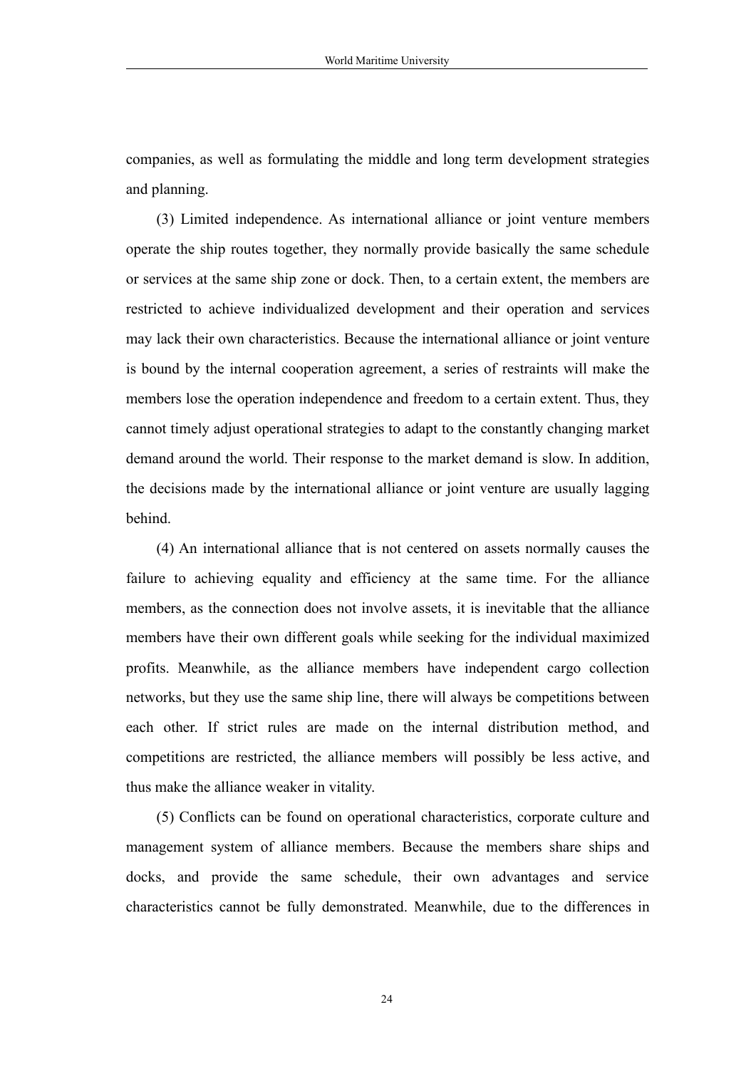companies, as well as formulating the middle and long term development strategies and planning.

(3) Limited independence. As international alliance or joint venture members operate the ship routes together, they normally provide basically the same schedule or services at the same ship zone or dock. Then, to a certain extent, the members are restricted to achieve individualized development and their operation and services may lack their own characteristics. Because the international alliance or joint venture is bound by the internal cooperation agreement, a series of restraints will make the members lose the operation independence and freedom to a certain extent. Thus, they cannot timely adjust operational strategies to adapt to the constantly changing market demand around the world. Their response to the market demand is slow. In addition, the decisions made by the international alliance or joint venture are usually lagging behind.

(4) An international alliance that is not centered on assets normally causes the failure to achieving equality and efficiency at the same time. For the alliance members, as the connection does not involve assets, it is inevitable that the alliance members have their own different goals while seeking for the individual maximized profits. Meanwhile, as the alliance members have independent cargo collection networks, but they use the same ship line, there will always be competitions between each other. If strict rules are made on the internal distribution method, and competitions are restricted, the alliance members will possibly be less active, and thus make the alliance weaker in vitality.

(5) Conflicts can be found on operational characteristics, corporate culture and management system of alliance members. Because the members share ships and docks, and provide the same schedule, their own advantages and service characteristics cannot be fully demonstrated. Meanwhile, due to the differences in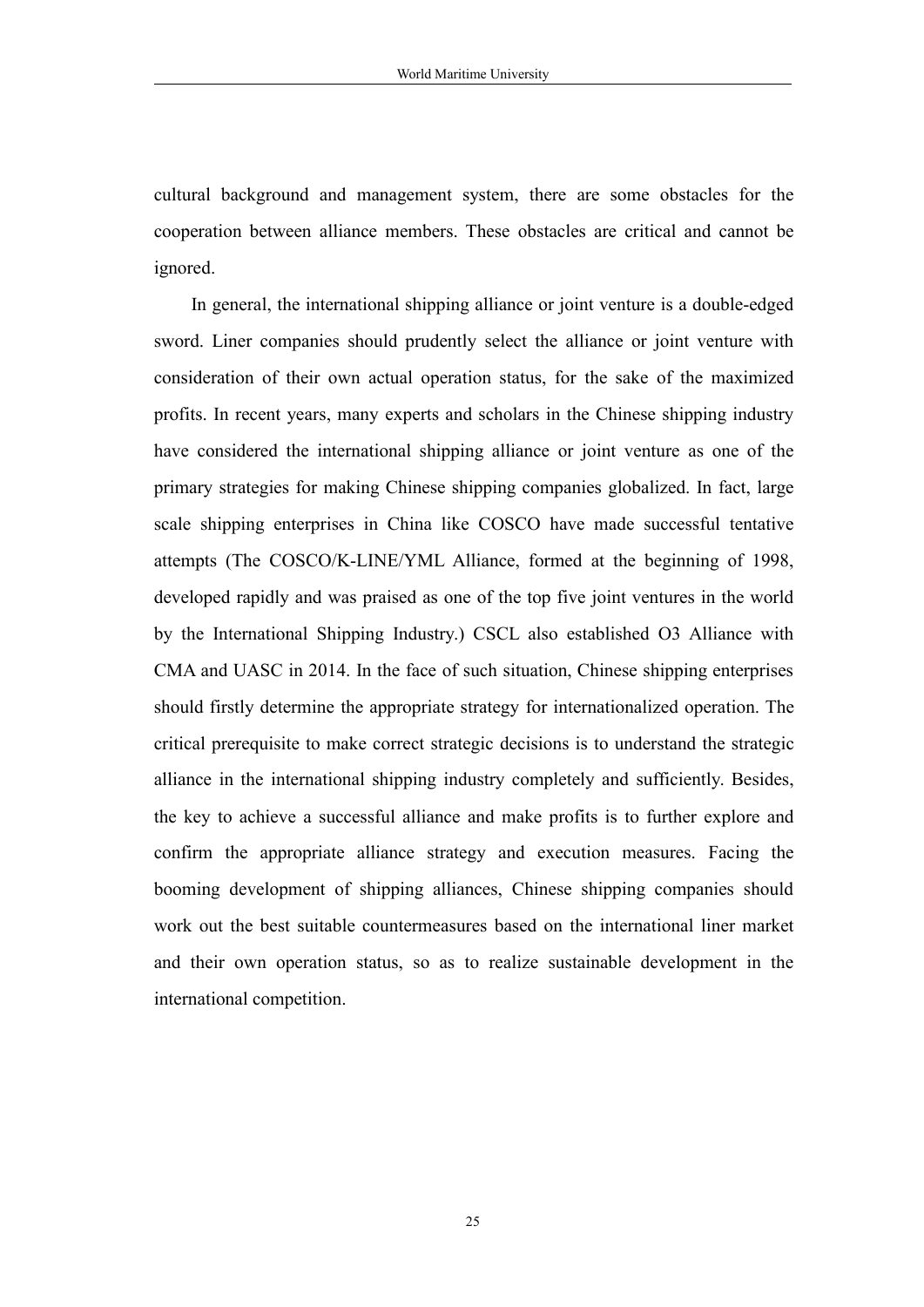cultural background and management system, there are some obstacles for the cooperation between alliance members. These obstacles are critical and cannot be ignored.

In general, the international shipping alliance or joint venture is a double-edged sword. Liner companies should prudently select the alliance or joint venture with consideration of their own actual operation status, for the sake of the maximized profits. In recent years, many experts and scholars in the Chinese shipping industry have considered the international shipping alliance or joint venture as one of the primary strategies for making Chinese shipping companies globalized. In fact, large scale shipping enterprises in China like COSCO have made successful tentative attempts (The COSCO/K-LINE/YML Alliance, formed at the beginning of 1998, developed rapidly and was praised as one of the top five joint ventures in the world by the International Shipping Industry.) CSCL also established O3 Alliance with CMA and UASC in 2014. In the face of such situation, Chinese shipping enterprises should firstly determine the appropriate strategy for internationalized operation. The critical prerequisite to make correct strategic decisions is to understand the strategic alliance in the international shipping industry completely and sufficiently. Besides, the key to achieve a successful alliance and make profits is to further explore and confirm the appropriate alliance strategy and execution measures. Facing the booming development of shipping alliances, Chinese shipping companies should work out the best suitable countermeasures based on the international liner market and their own operation status, so as to realize sustainable development in the international competition.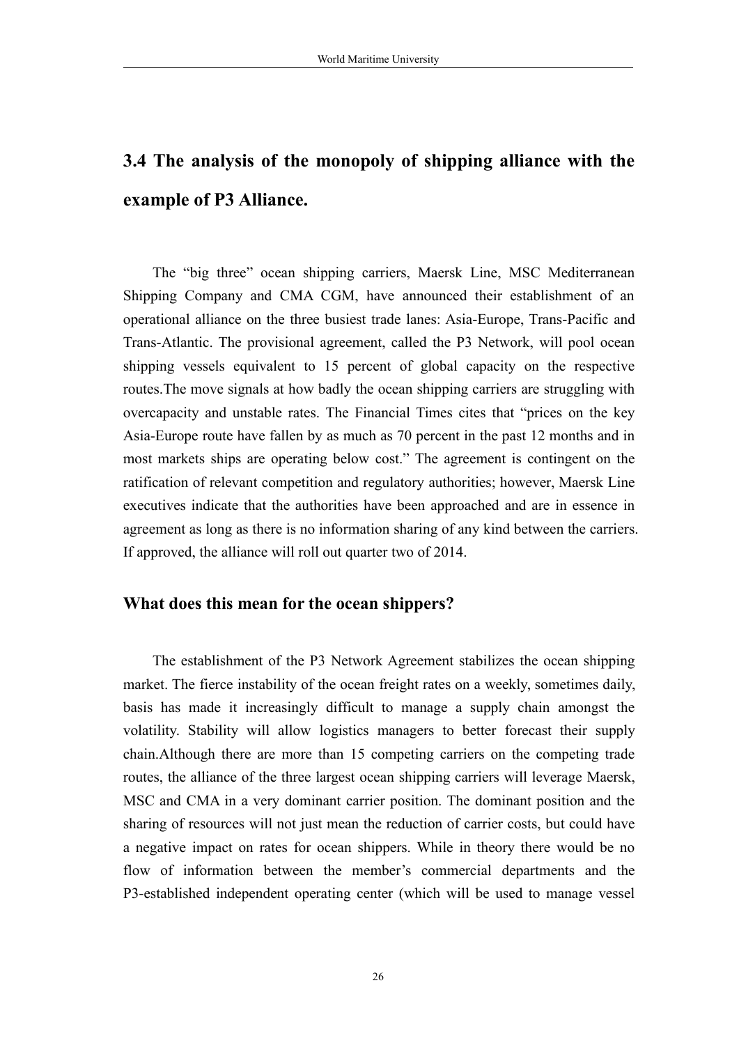## 3.4 The analysis of the monopoly of shipping alliance with the example of P3 Alliance.

The "big three" ocean shipping carriers, Maersk Line, MSC Mediterranean Shipping Company and CMA CGM, have announced their establishment of an operational alliance on the three busiest trade lanes: Asia-Europe, Trans-Pacific and Trans-Atlantic. The provisional agreement, called the P3 Network, will pool ocean shipping vessels equivalent to 15 percent of global capacity on the respective routes.The move signals at how badly the ocean shipping carriers are struggling with overcapacity and unstable rates. The Financial Times cites that "prices on the key Asia-Europe route have fallen by as much as 70 percent in the past 12 months and in most markets ships are operating below cost." The agreement is contingent on the ratification of relevant competition and regulatory authorities; however, Maersk Line executives indicate that the authorities have been approached and are in essence in agreement as long as there is no information sharing of any kind between the carriers. If approved, the alliance will roll out quarter two of 2014.

### What does this mean for the ocean shippers?

The establishment of the P3 Network Agreement stabilizes the ocean shipping market. The fierce instability of the ocean freight rates on a weekly, sometimes daily, basis has made it increasingly difficult to manage a supply chain amongst the volatility. Stability will allow logistics managers to better forecast their supply chain.Although there are more than 15 competing carriers on the competing trade routes, the alliance of the three largest ocean shipping carriers will leverage Maersk, MSC and CMA in a very dominant carrier position. The dominant position and the sharing of resources will not just mean the reduction of carrier costs, but could have a negative impact on rates for ocean shippers. While in theory there would be no flow of information between the member's commercial departments and the P3-established independent operating center (which will be used to manage vessel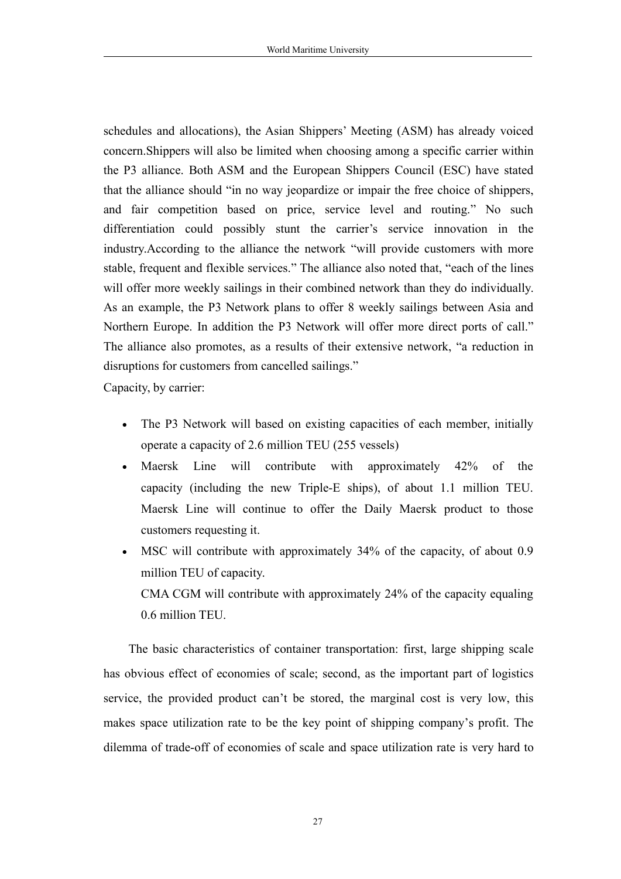schedules and allocations), the Asian Shippers' Meeting (ASM) has already voiced concern.Shippers will also be limited when choosing among a specific carrier within the P3 alliance. Both ASM and the European Shippers Council (ESC) have stated that the alliance should "in no way jeopardize or impair the free choice of shippers, and fair competition based on price, service level and routing." No such differentiation could possibly stunt the carrier's service innovation in the industry.According to the alliance the network "will provide customers with more stable, frequent and flexible services." The alliance also noted that, "each of the lines will offer more weekly sailings in their combined network than they do individually. As an example, the P3 Network plans to offer 8 weekly sailings between Asia and Northern Europe. In addition the P3 Network will offer more direct ports of call." The alliance also promotes, as a results of their extensive network, "a reduction in disruptions for customers from cancelled sailings."

Capacity, by carrier:

- The P3 Network will based on existing capacities of each member, initially operate a capacity of 2.6 million TEU (255 vessels)
- Maersk Line will contribute with approximately 42% of the capacity (including the new Triple-E ships), of about 1.1 million TEU. Maersk Line will continue to offer the Daily Maersk product to those customers requesting it.
- MSC will contribute with approximately 34% of the capacity, of about 0.9 million TEU of capacity.
  CMA CGM will contribute with approximately 24% of the capacity equaling 0.6 million TEU.

The basic characteristics of container transportation: first, large shipping scale has obvious effect of economies of scale; second, as the important part of logistics service, the provided product can't be stored, the marginal cost is very low, this makes space utilization rate to be the key point of shipping company's profit. The dilemma of trade-off of economies of scale and space utilization rate is very hard to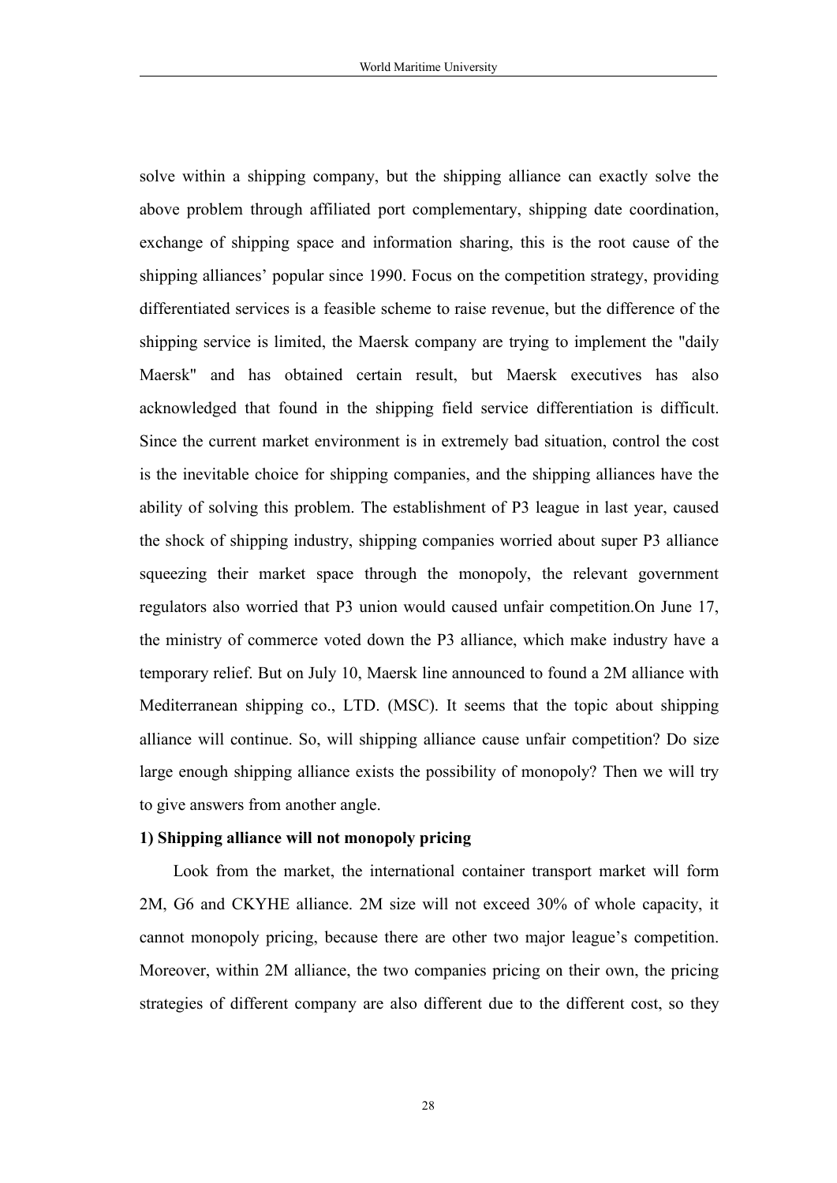solve within a shipping company, but the shipping alliance can exactly solve the above problem through affiliated port complementary, shipping date coordination, exchange of shipping space and information sharing, this is the root cause of the shipping alliances' popular since 1990. Focus on the competition strategy, providing differentiated services is a feasible scheme to raise revenue, but the difference of the shipping service is limited, the Maersk company are trying to implement the "daily Maersk" and has obtained certain result, but Maersk executives has also acknowledged that found in the shipping field service differentiation is difficult. Since the current market environment is in extremely bad situation, control the cost is the inevitable choice for shipping companies, and the shipping alliances have the ability of solving this problem. The establishment of P3 league in last year, caused the shock of shipping industry, shipping companies worried about super P3 alliance squeezing their market space through the monopoly, the relevant government regulators also worried that P3 union would caused unfair competition.On June 17, the ministry of commerce voted down the P3 alliance, which make industry have a temporary relief. But on July 10, Maersk line announced to found a 2M alliance with Mediterranean shipping co., LTD. (MSC). It seems that the topic about shipping alliance will continue. So, will shipping alliance cause unfair competition? Do size large enough shipping alliance exists the possibility of monopoly? Then we will try to give answers from another angle.

**1) Shipping alliance will not monopoly pricing**

Look from the market, the international container transport market will form 2M, G6 and CKYHE alliance. 2M size will not exceed 30% of whole capacity, it cannot monopoly pricing, because there are other two major league's competition. Moreover, within 2M alliance, the two companies pricing on their own, the pricing strategies of different company are also different due to the different cost, so they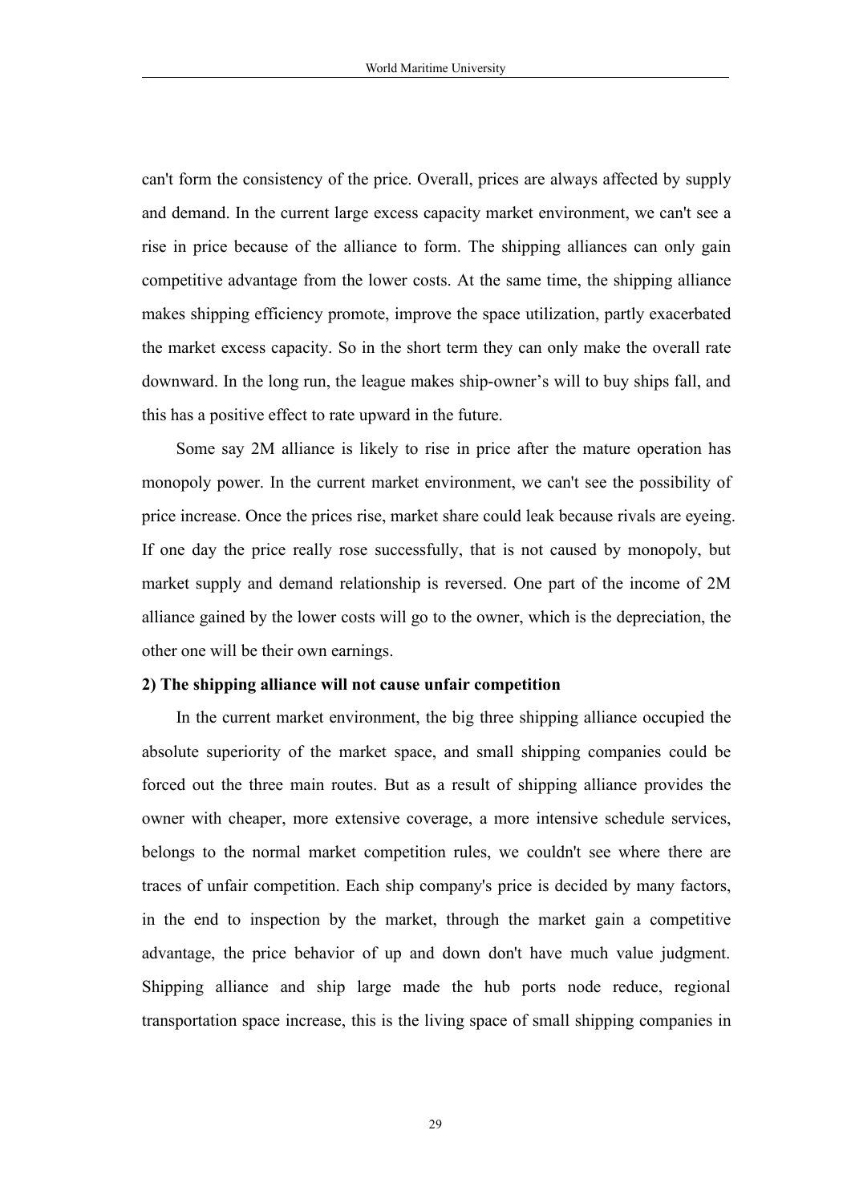can't form the consistency of the price. Overall, prices are always affected by supply and demand. In the current large excess capacity market environment, we can't see a rise in price because of the alliance to form. The shipping alliances can only gain competitive advantage from the lower costs. At the same time, the shipping alliance makes shipping efficiency promote, improve the space utilization, partly exacerbated the market excess capacity. So in the short term they can only make the overall rate downward. In the long run, the league makes ship-owner's will to buy ships fall, and this has a positive effect to rate upward in the future.

Some say 2M alliance is likely to rise in price after the mature operation has monopoly power. In the current market environment, we can't see the possibility of price increase. Once the prices rise, market share could leak because rivals are eyeing. If one day the price really rose successfully, that is not caused by monopoly, but market supply and demand relationship is reversed. One part of the income of 2M alliance gained by the lower costs will go to the owner, which is the depreciation, the other one will be their own earnings.

**2) The shipping alliance will not cause unfair competition**

In the current market environment, the big three shipping alliance occupied the absolute superiority of the market space, and small shipping companies could be forced out the three main routes. But as a result of shipping alliance provides the owner with cheaper, more extensive coverage, a more intensive schedule services, belongs to the normal market competition rules, we couldn't see where there are traces of unfair competition. Each ship company's price is decided by many factors, in the end to inspection by the market, through the market gain a competitive advantage, the price behavior of up and down don't have much value judgment. Shipping alliance and ship large made the hub ports node reduce, regional transportation space increase, this is the living space of small shipping companies in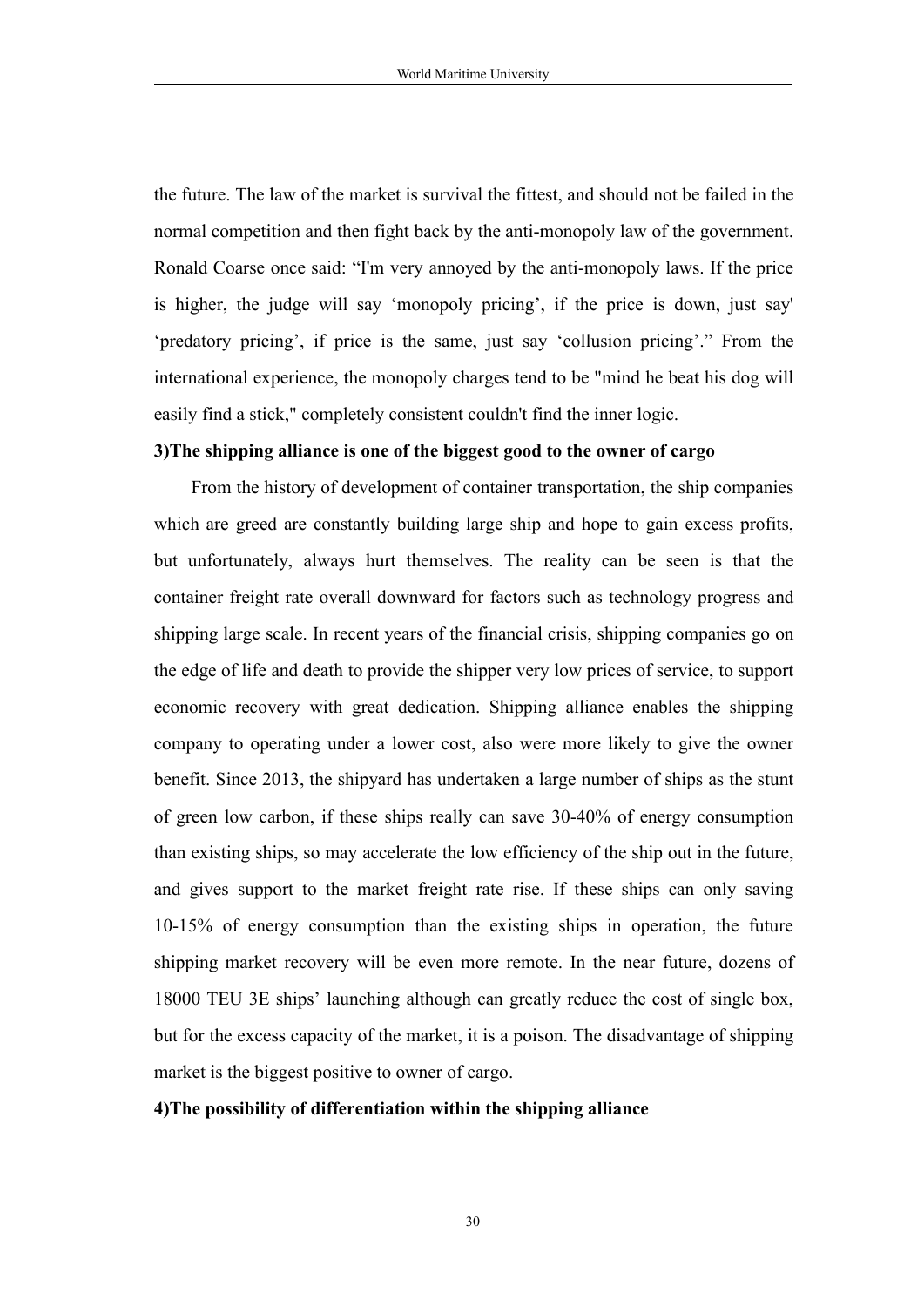the future. The law of the market is survival the fittest, and should not be failed in the normal competition and then fight back by the anti-monopoly law of the government. Ronald Coarse once said: “I'm very annoyed by the anti-monopoly laws. If the price is higher, the judge will say ‘monopoly pricing’, if the price is down, just say' ‘predatory pricing’, if price is the same, just say ‘collusion pricing’.” From the international experience, the monopoly charges tend to be "mind he beat his dog will easily find a stick," completely consistent couldn't find the inner logic.

**3)The shipping alliance is one of the biggest good to the owner of cargo**

From the history of development of container transportation, the ship companies which are greed are constantly building large ship and hope to gain excess profits, but unfortunately, always hurt themselves. The reality can be seen is that the container freight rate overall downward for factors such as technology progress and shipping large scale. In recent years of the financial crisis, shipping companies go on the edge of life and death to provide the shipper very low prices of service, to support economic recovery with great dedication. Shipping alliance enables the shipping company to operating under a lower cost, also were more likely to give the owner benefit. Since 2013, the shipyard has undertaken a large number of ships as the stunt of green low carbon, if these ships really can save 30-40% of energy consumption than existing ships, so may accelerate the low efficiency of the ship out in the future, and gives support to the market freight rate rise. If these ships can only saving 10-15% of energy consumption than the existing ships in operation, the future shipping market recovery will be even more remote. In the near future, dozens of 18000 TEU 3E ships’ launching although can greatly reduce the cost of single box, but for the excess capacity of the market, it is a poison. The disadvantage of shipping market is the biggest positive to owner of cargo.

**4)The possibility of differentiation within the shipping alliance**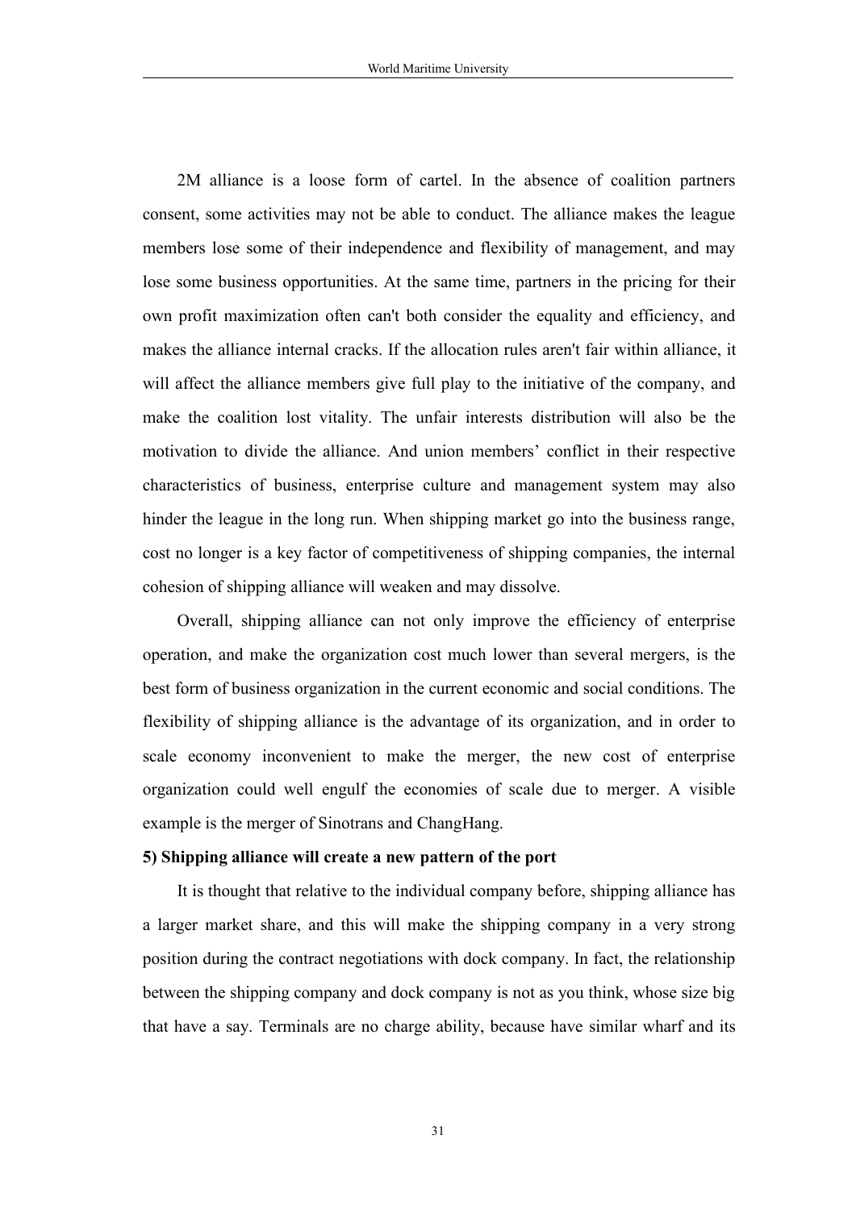2M alliance is a loose form of cartel. In the absence of coalition partners consent, some activities may not be able to conduct. The alliance makes the league members lose some of their independence and flexibility of management, and may lose some business opportunities. At the same time, partners in the pricing for their own profit maximization often can't both consider the equality and efficiency, and makes the alliance internal cracks. If the allocation rules aren't fair within alliance, it will affect the alliance members give full play to the initiative of the company, and make the coalition lost vitality. The unfair interests distribution will also be the motivation to divide the alliance. And union members' conflict in their respective characteristics of business, enterprise culture and management system may also hinder the league in the long run. When shipping market go into the business range, cost no longer is a key factor of competitiveness of shipping companies, the internal cohesion of shipping alliance will weaken and may dissolve.

Overall, shipping alliance can not only improve the efficiency of enterprise operation, and make the organization cost much lower than several mergers, is the best form of business organization in the current economic and social conditions. The flexibility of shipping alliance is the advantage of its organization, and in order to scale economy inconvenient to make the merger, the new cost of enterprise organization could well engulf the economies of scale due to merger. A visible example is the merger of Sinotrans and ChangHang.

**5) Shipping alliance will create a new pattern of the port**

It is thought that relative to the individual company before, shipping alliance has a larger market share, and this will make the shipping company in a very strong position during the contract negotiations with dock company. In fact, the relationship between the shipping company and dock company is not as you think, whose size big that have a say. Terminals are no charge ability, because have similar wharf and its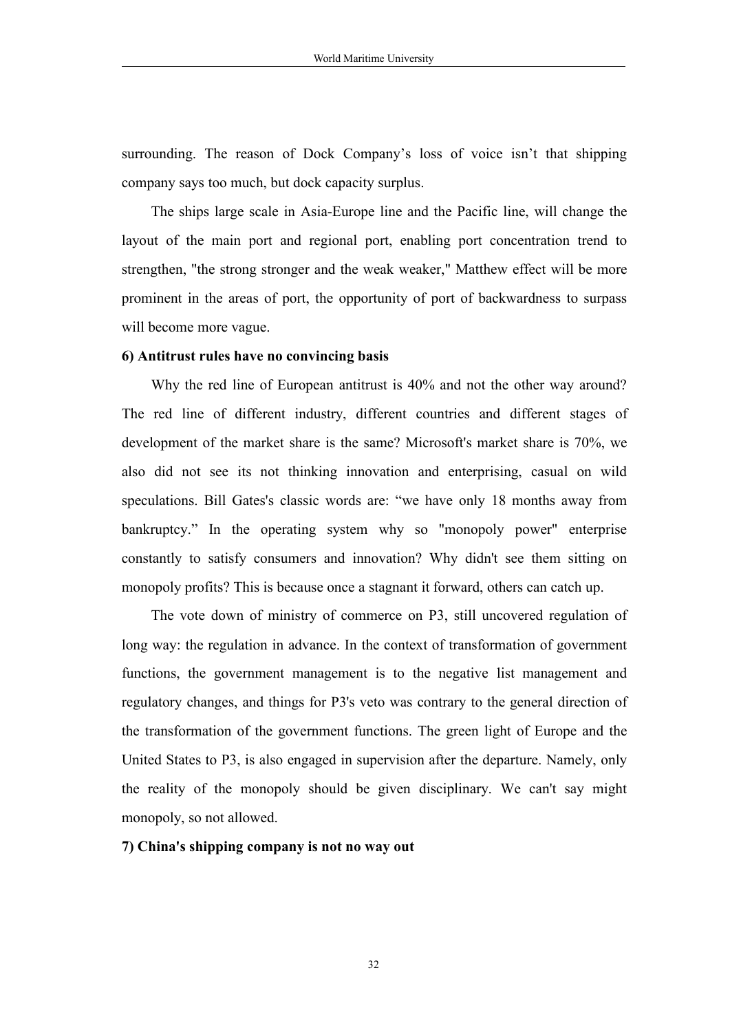surrounding. The reason of Dock Company's loss of voice isn't that shipping company says too much, but dock capacity surplus.

The ships large scale in Asia-Europe line and the Pacific line, will change the layout of the main port and regional port, enabling port concentration trend to strengthen, "the strong stronger and the weak weaker," Matthew effect will be more prominent in the areas of port, the opportunity of port of backwardness to surpass will become more vague.

**6) Antitrust rules have no convincing basis**

Why the red line of European antitrust is 40% and not the other way around? The red line of different industry, different countries and different stages of development of the market share is the same? Microsoft's market share is 70%, we also did not see its not thinking innovation and enterprising, casual on wild speculations. Bill Gates's classic words are: "we have only 18 months away from bankruptcy." In the operating system why so "monopoly power" enterprise constantly to satisfy consumers and innovation? Why didn't see them sitting on monopoly profits? This is because once a stagnant it forward, others can catch up.

The vote down of ministry of commerce on P3, still uncovered regulation of long way: the regulation in advance. In the context of transformation of government functions, the government management is to the negative list management and regulatory changes, and things for P3's veto was contrary to the general direction of the transformation of the government functions. The green light of Europe and the United States to P3, is also engaged in supervision after the departure. Namely, only the reality of the monopoly should be given disciplinary. We can't say might monopoly, so not allowed.

**7) China's shipping company is not no way out**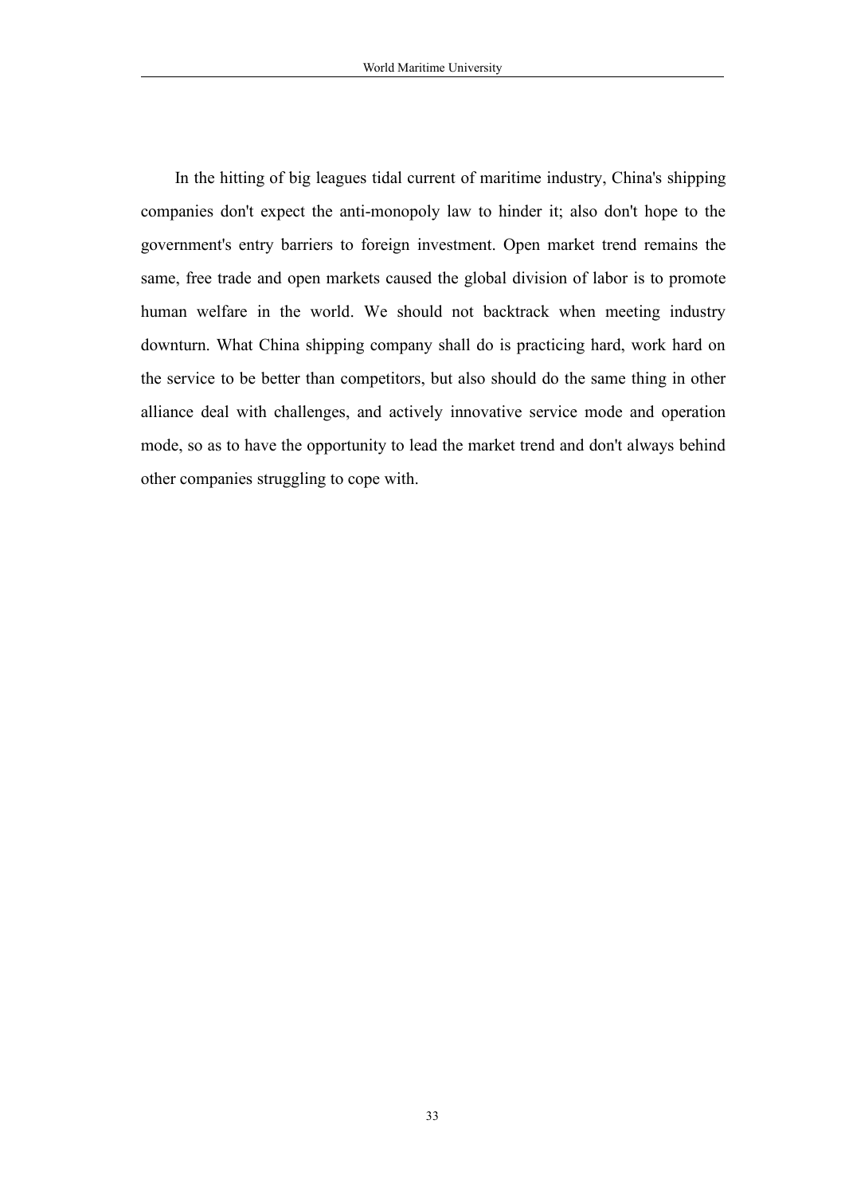In the hitting of big leagues tidal current of maritime industry, China's shipping companies don't expect the anti-monopoly law to hinder it; also don't hope to the government's entry barriers to foreign investment. Open market trend remains the same, free trade and open markets caused the global division of labor is to promote human welfare in the world. We should not backtrack when meeting industry downturn. What China shipping company shall do is practicing hard, work hard on the service to be better than competitors, but also should do the same thing in other alliance deal with challenges, and actively innovative service mode and operation mode, so as to have the opportunity to lead the market trend and don't always behind other companies struggling to cope with.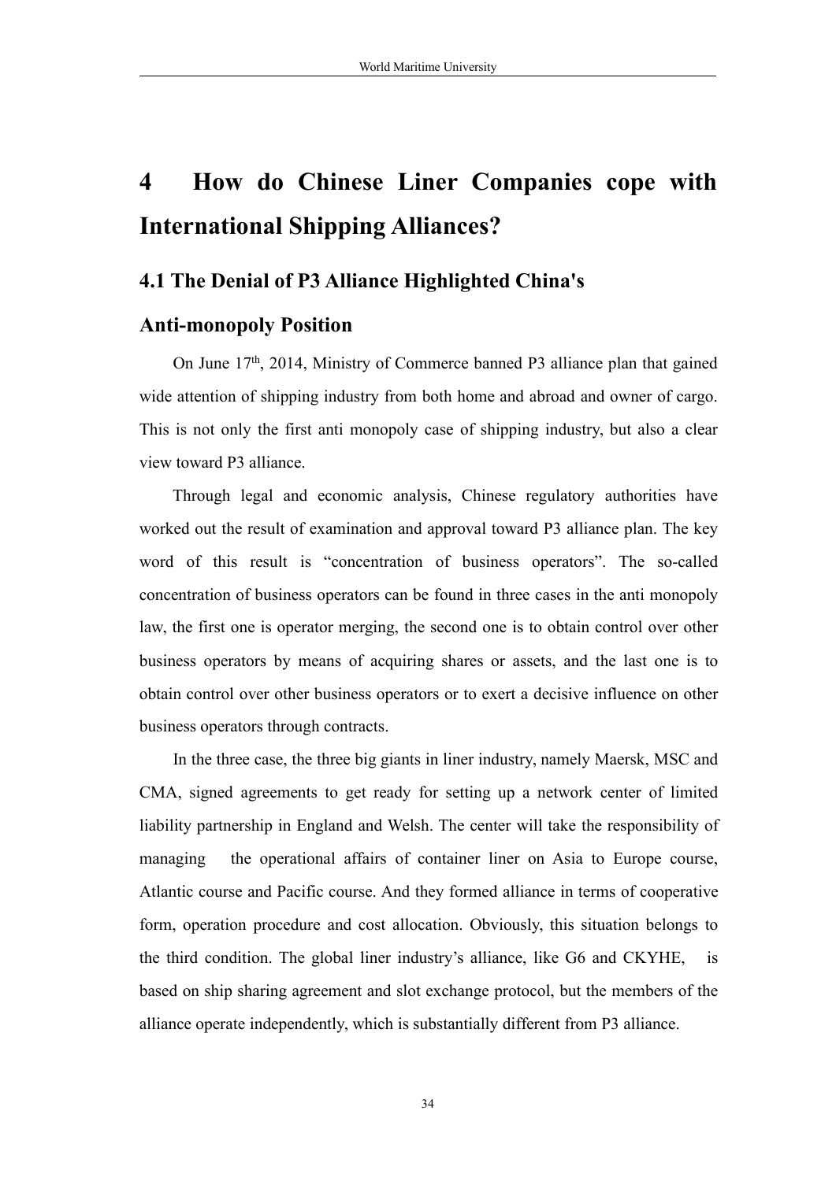# 4 How do Chinese Liner Companies cope with International Shipping Alliances?

## 4.1 The Denial of P3 Alliance Highlighted China's Anti-monopoly Position

On June 17th, 2014, Ministry of Commerce banned P3 alliance plan that gained wide attention of shipping industry from both home and abroad and owner of cargo. This is not only the first anti monopoly case of shipping industry, but also a clear view toward P3 alliance.

Through legal and economic analysis, Chinese regulatory authorities have worked out the result of examination and approval toward P3 alliance plan. The key word of this result is "concentration of business operators". The so-called concentration of business operators can be found in three cases in the anti monopoly law, the first one is operator merging, the second one is to obtain control over other business operators by means of acquiring shares or assets, and the last one is to obtain control over other business operators or to exert a decisive influence on other business operators through contracts.

In the three case, the three big giants in liner industry, namely Maersk, MSC and CMA, signed agreements to get ready for setting up a network center of limited liability partnership in England and Welsh. The center will take the responsibility of managing the operational affairs of container liner on Asia to Europe course, Atlantic course and Pacific course. And they formed alliance in terms of cooperative form, operation procedure and cost allocation. Obviously, this situation belongs to the third condition. The global liner industry's alliance, like G6 and CKYHE, is based on ship sharing agreement and slot exchange protocol, but the members of the alliance operate independently, which is substantially different from P3 alliance.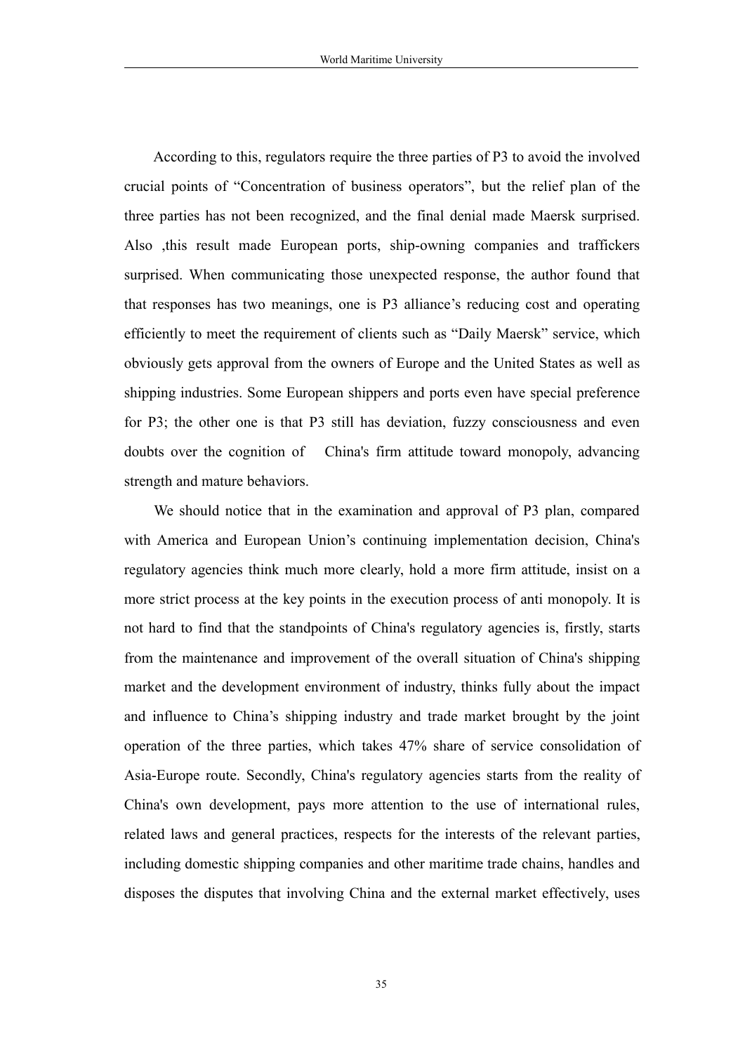According to this, regulators require the three parties of P3 to avoid the involved crucial points of "Concentration of business operators", but the relief plan of the three parties has not been recognized, and the final denial made Maersk surprised. Also ,this result made European ports, ship-owning companies and traffickers surprised. When communicating those unexpected response, the author found that that responses has two meanings, one is P3 alliance's reducing cost and operating efficiently to meet the requirement of clients such as "Daily Maersk" service, which obviously gets approval from the owners of Europe and the United States as well as shipping industries. Some European shippers and ports even have special preference for P3; the other one is that P3 still has deviation, fuzzy consciousness and even doubts over the cognition of China's firm attitude toward monopoly, advancing strength and mature behaviors.

We should notice that in the examination and approval of P3 plan, compared with America and European Union's continuing implementation decision, China's regulatory agencies think much more clearly, hold a more firm attitude, insist on a more strict process at the key points in the execution process of anti monopoly. It is not hard to find that the standpoints of China's regulatory agencies is, firstly, starts from the maintenance and improvement of the overall situation of China's shipping market and the development environment of industry, thinks fully about the impact and influence to China's shipping industry and trade market brought by the joint operation of the three parties, which takes 47% share of service consolidation of Asia-Europe route. Secondly, China's regulatory agencies starts from the reality of China's own development, pays more attention to the use of international rules, related laws and general practices, respects for the interests of the relevant parties, including domestic shipping companies and other maritime trade chains, handles and disposes the disputes that involving China and the external market effectively, uses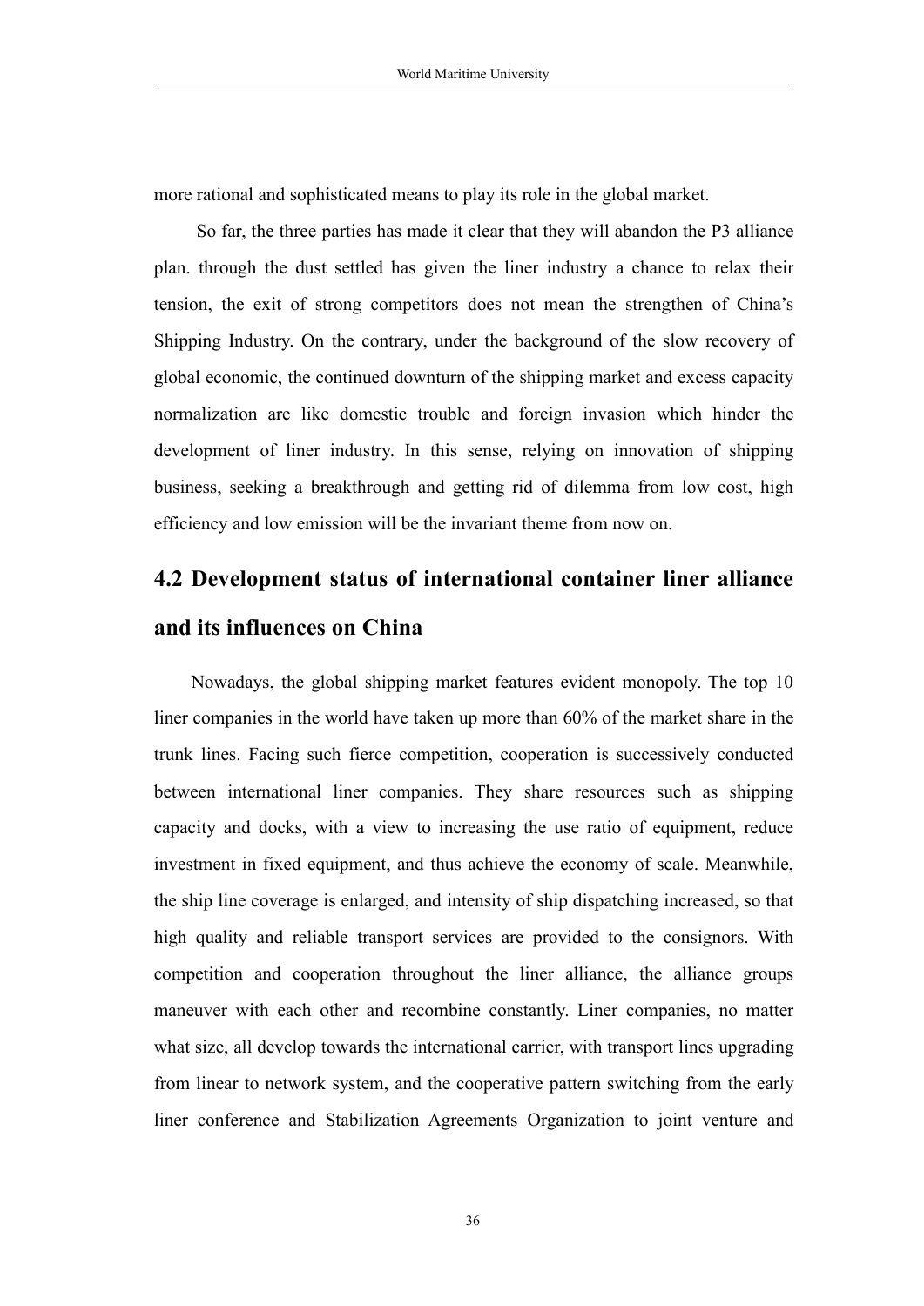more rational and sophisticated means to play its role in the global market.

So far, the three parties has made it clear that they will abandon the P3 alliance plan. through the dust settled has given the liner industry a chance to relax their tension, the exit of strong competitors does not mean the strengthen of China's Shipping Industry. On the contrary, under the background of the slow recovery of global economic, the continued downturn of the shipping market and excess capacity normalization are like domestic trouble and foreign invasion which hinder the development of liner industry. In this sense, relying on innovation of shipping business, seeking a breakthrough and getting rid of dilemma from low cost, high efficiency and low emission will be the invariant theme from now on.

## 4.2 Development status of international container liner alliance and its influences on China

Nowadays, the global shipping market features evident monopoly. The top 10 liner companies in the world have taken up more than 60% of the market share in the trunk lines. Facing such fierce competition, cooperation is successively conducted between international liner companies. They share resources such as shipping capacity and docks, with a view to increasing the use ratio of equipment, reduce investment in fixed equipment, and thus achieve the economy of scale. Meanwhile, the ship line coverage is enlarged, and intensity of ship dispatching increased, so that high quality and reliable transport services are provided to the consignors. With competition and cooperation throughout the liner alliance, the alliance groups maneuver with each other and recombine constantly. Liner companies, no matter what size, all develop towards the international carrier, with transport lines upgrading from linear to network system, and the cooperative pattern switching from the early liner conference and Stabilization Agreements Organization to joint venture and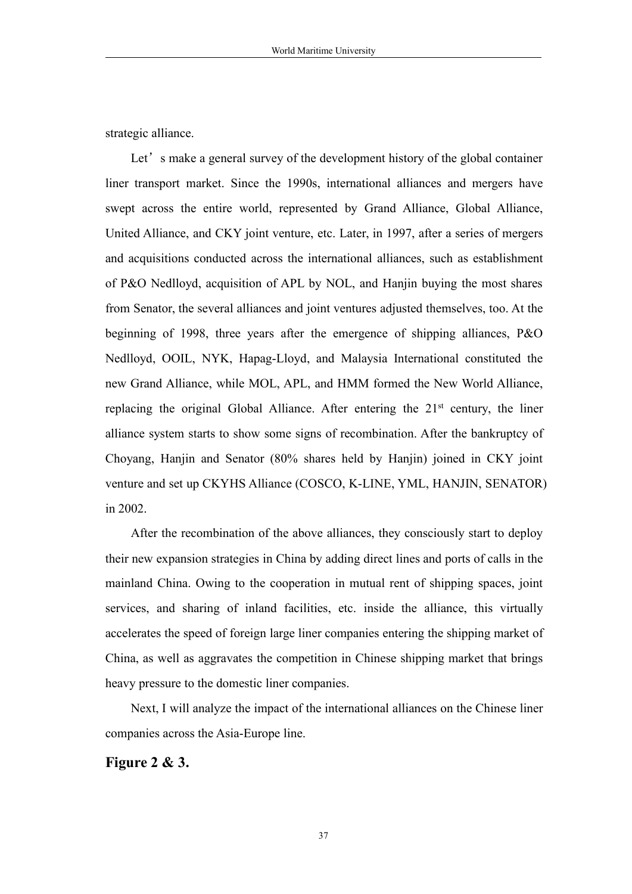strategic alliance.

Let's make a general survey of the development history of the global container liner transport market. Since the 1990s, international alliances and mergers have swept across the entire world, represented by Grand Alliance, Global Alliance, United Alliance, and CKY joint venture, etc. Later, in 1997, after a series of mergers and acquisitions conducted across the international alliances, such as establishment of P&O Nedlloyd, acquisition of APL by NOL, and Hanjin buying the most shares from Senator, the several alliances and joint ventures adjusted themselves, too. At the beginning of 1998, three years after the emergence of shipping alliances, P&O Nedlloyd, OOIL, NYK, Hapag-Lloyd, and Malaysia International constituted the new Grand Alliance, while MOL, APL, and HMM formed the New World Alliance, replacing the original Global Alliance. After entering the 21st century, the liner alliance system starts to show some signs of recombination. After the bankruptcy of Choyang, Hanjin and Senator (80% shares held by Hanjin) joined in CKY joint venture and set up CKYHS Alliance (COSCO, K-LINE, YML, HANJIN, SENATOR) in 2002.

After the recombination of the above alliances, they consciously start to deploy their new expansion strategies in China by adding direct lines and ports of calls in the mainland China. Owing to the cooperation in mutual rent of shipping spaces, joint services, and sharing of inland facilities, etc. inside the alliance, this virtually accelerates the speed of foreign large liner companies entering the shipping market of China, as well as aggravates the competition in Chinese shipping market that brings heavy pressure to the domestic liner companies.

Next, I will analyze the impact of the international alliances on the Chinese liner companies across the Asia-Europe line.

**Figure 2 & 3.**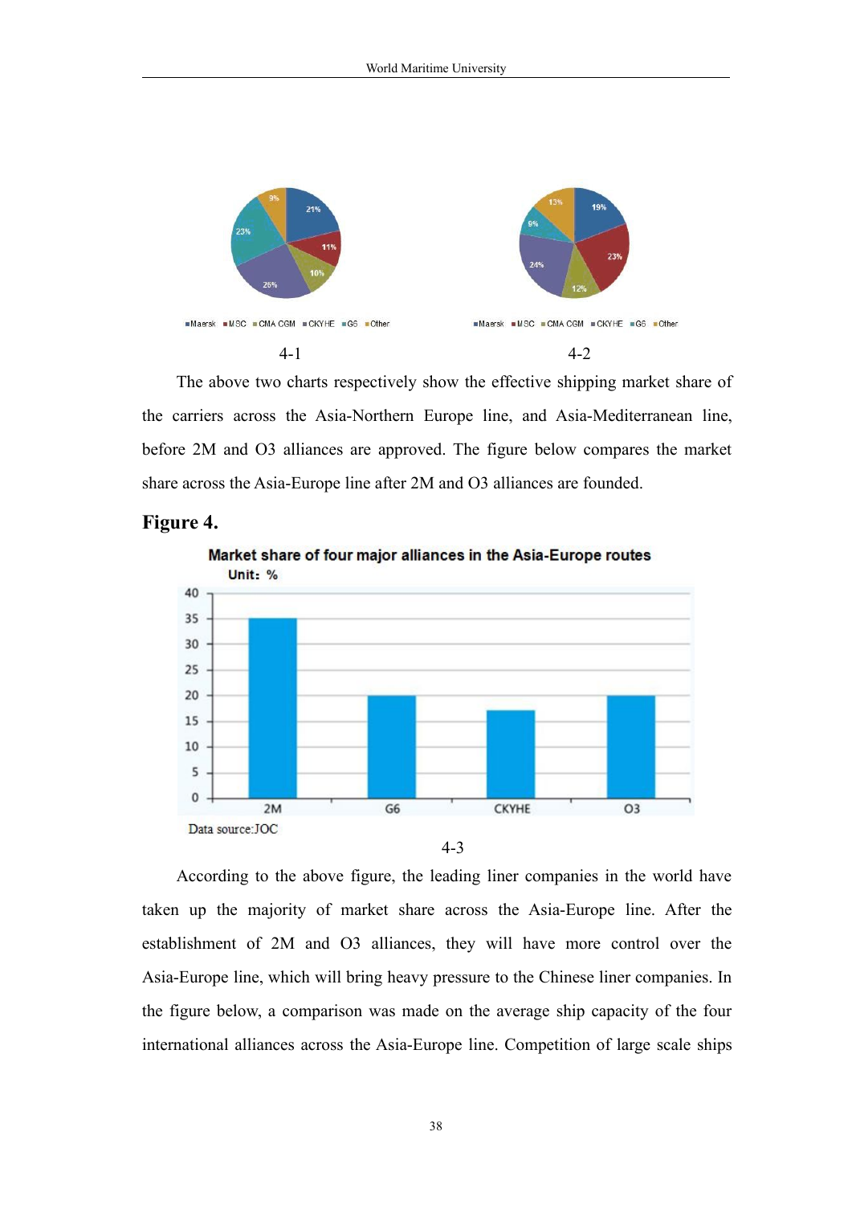4-1

4-2

The above two charts respectively show the effective shipping market share of the carriers across the Asia-Northern Europe line, and Asia-Mediterranean line, before 2M and O3 alliances are approved. The figure below compares the market share across the Asia-Europe line after 2M and O3 alliances are founded.

**Figure 4.**

Market share of four major alliances in the Asia-Europe routes

Unit: %

Data source:JOC

4-3

According to the above figure, the leading liner companies in the world have taken up the majority of market share across the Asia-Europe line. After the establishment of 2M and O3 alliances, they will have more control over the Asia-Europe line, which will bring heavy pressure to the Chinese liner companies. In the figure below, a comparison was made on the average ship capacity of the four international alliances across the Asia-Europe line. Competition of large scale ships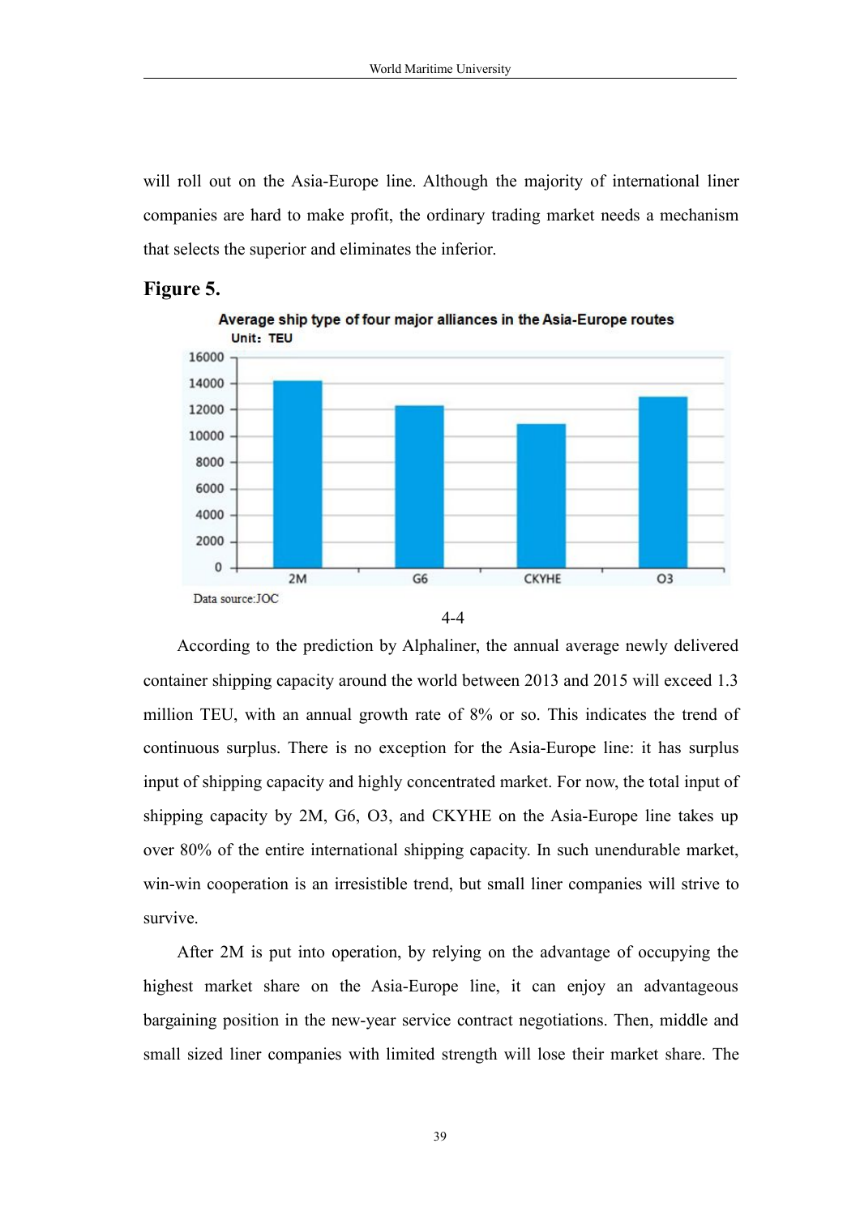will roll out on the Asia-Europe line. Although the majority of international liner companies are hard to make profit, the ordinary trading market needs a mechanism that selects the superior and eliminates the inferior.

**Figure 5.**

**Average ship type of four major alliances in the Asia-Europe routes**
**Unit: TEU**

| Alliance | Average ship type (TEU) |
|---|---|
| 2M | ~14,200 |
| G6 | ~12,300 |
| CKYHE | ~11,000 |
| O3 | ~13,000 |

Data source:JOC

4-4

According to the prediction by Alphaliner, the annual average newly delivered container shipping capacity around the world between 2013 and 2015 will exceed 1.3 million TEU, with an annual growth rate of 8% or so. This indicates the trend of continuous surplus. There is no exception for the Asia-Europe line: it has surplus input of shipping capacity and highly concentrated market. For now, the total input of shipping capacity by 2M, G6, O3, and CKYHE on the Asia-Europe line takes up over 80% of the entire international shipping capacity. In such unendurable market, win-win cooperation is an irresistible trend, but small liner companies will strive to survive.

After 2M is put into operation, by relying on the advantage of occupying the highest market share on the Asia-Europe line, it can enjoy an advantageous bargaining position in the new-year service contract negotiations. Then, middle and small sized liner companies with limited strength will lose their market share. The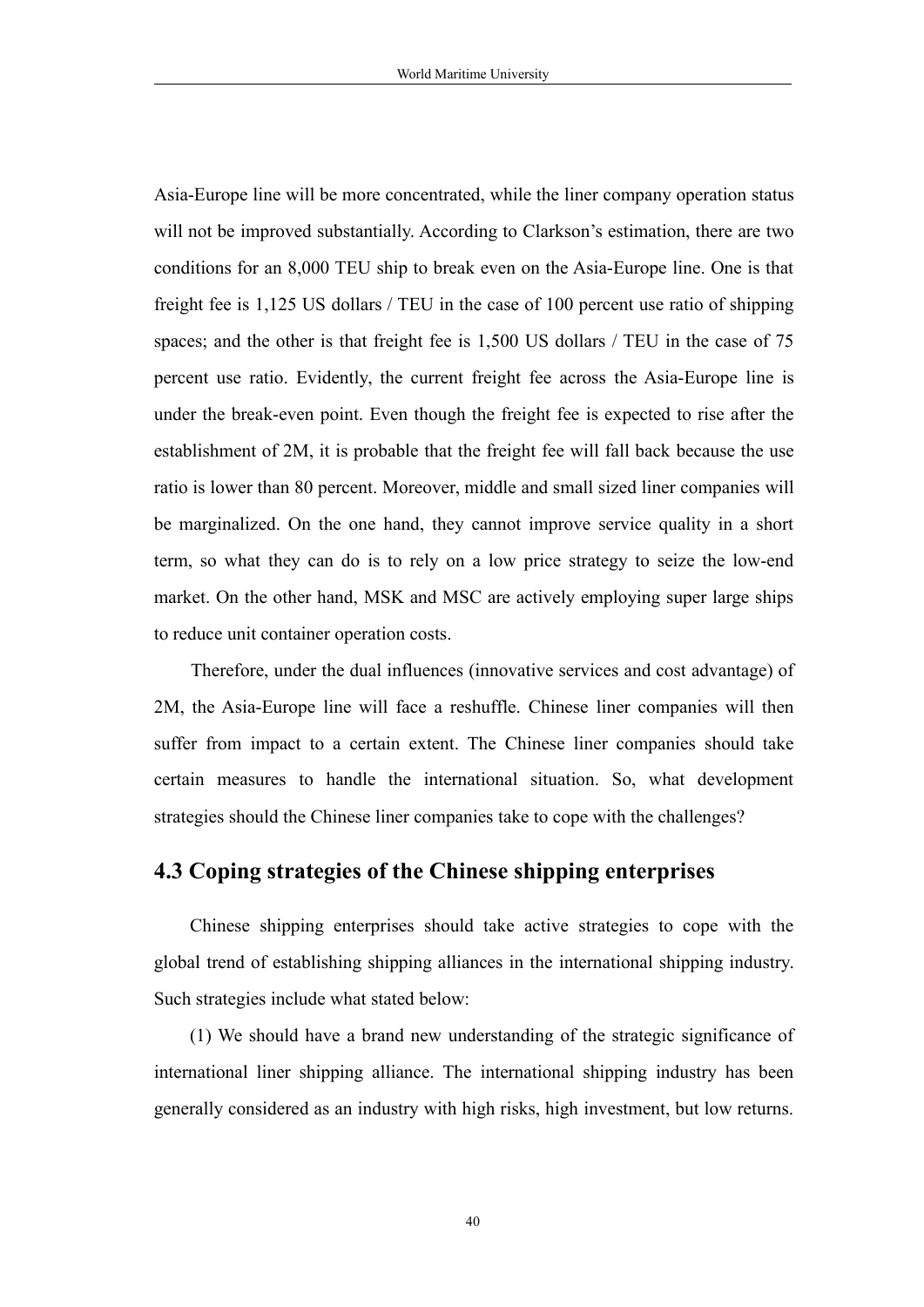Asia-Europe line will be more concentrated, while the liner company operation status will not be improved substantially. According to Clarkson's estimation, there are two conditions for an 8,000 TEU ship to break even on the Asia-Europe line. One is that freight fee is 1,125 US dollars / TEU in the case of 100 percent use ratio of shipping spaces; and the other is that freight fee is 1,500 US dollars / TEU in the case of 75 percent use ratio. Evidently, the current freight fee across the Asia-Europe line is under the break-even point. Even though the freight fee is expected to rise after the establishment of 2M, it is probable that the freight fee will fall back because the use ratio is lower than 80 percent. Moreover, middle and small sized liner companies will be marginalized. On the one hand, they cannot improve service quality in a short term, so what they can do is to rely on a low price strategy to seize the low-end market. On the other hand, MSK and MSC are actively employing super large ships to reduce unit container operation costs.

Therefore, under the dual influences (innovative services and cost advantage) of 2M, the Asia-Europe line will face a reshuffle. Chinese liner companies will then suffer from impact to a certain extent. The Chinese liner companies should take certain measures to handle the international situation. So, what development strategies should the Chinese liner companies take to cope with the challenges?

## 4.3 Coping strategies of the Chinese shipping enterprises

Chinese shipping enterprises should take active strategies to cope with the global trend of establishing shipping alliances in the international shipping industry. Such strategies include what stated below:

(1) We should have a brand new understanding of the strategic significance of international liner shipping alliance. The international shipping industry has been generally considered as an industry with high risks, high investment, but low returns.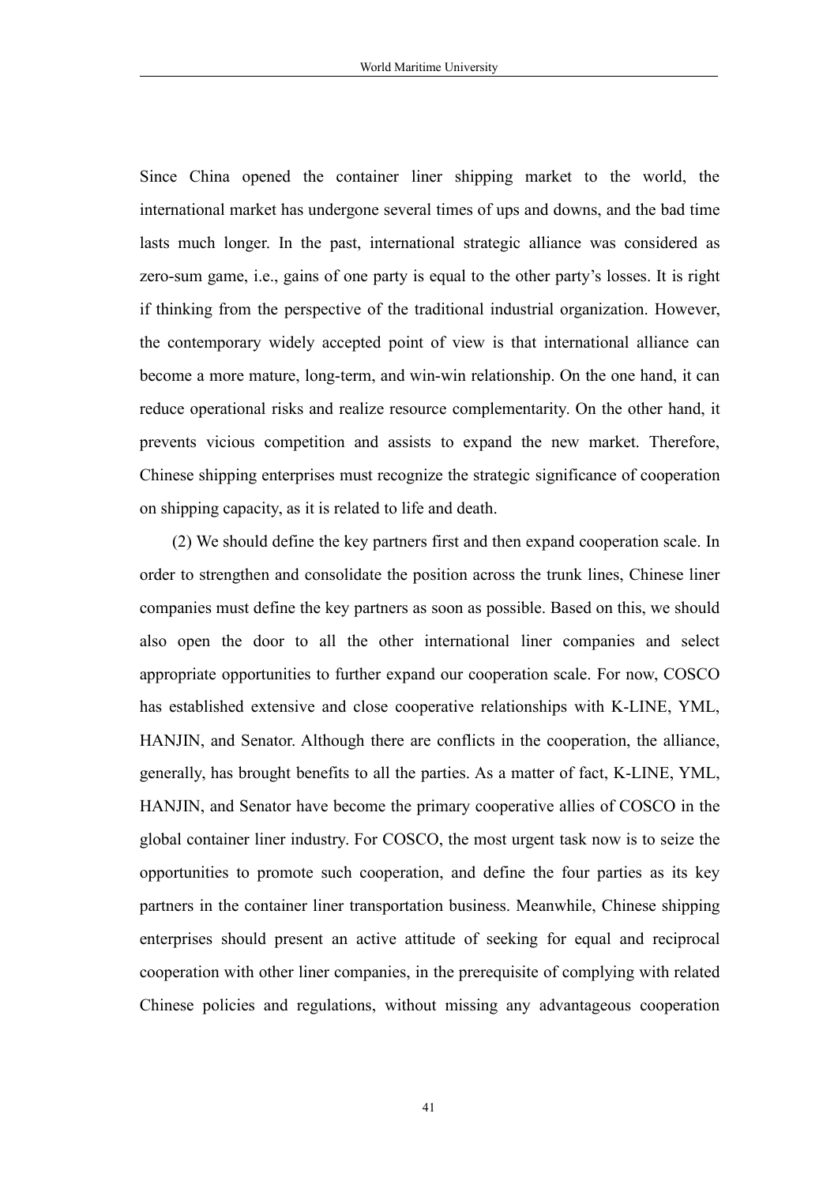Since China opened the container liner shipping market to the world, the international market has undergone several times of ups and downs, and the bad time lasts much longer. In the past, international strategic alliance was considered as zero-sum game, i.e., gains of one party is equal to the other party's losses. It is right if thinking from the perspective of the traditional industrial organization. However, the contemporary widely accepted point of view is that international alliance can become a more mature, long-term, and win-win relationship. On the one hand, it can reduce operational risks and realize resource complementarity. On the other hand, it prevents vicious competition and assists to expand the new market. Therefore, Chinese shipping enterprises must recognize the strategic significance of cooperation on shipping capacity, as it is related to life and death.

(2) We should define the key partners first and then expand cooperation scale. In order to strengthen and consolidate the position across the trunk lines, Chinese liner companies must define the key partners as soon as possible. Based on this, we should also open the door to all the other international liner companies and select appropriate opportunities to further expand our cooperation scale. For now, COSCO has established extensive and close cooperative relationships with K-LINE, YML, HANJIN, and Senator. Although there are conflicts in the cooperation, the alliance, generally, has brought benefits to all the parties. As a matter of fact, K-LINE, YML, HANJIN, and Senator have become the primary cooperative allies of COSCO in the global container liner industry. For COSCO, the most urgent task now is to seize the opportunities to promote such cooperation, and define the four parties as its key partners in the container liner transportation business. Meanwhile, Chinese shipping enterprises should present an active attitude of seeking for equal and reciprocal cooperation with other liner companies, in the prerequisite of complying with related Chinese policies and regulations, without missing any advantageous cooperation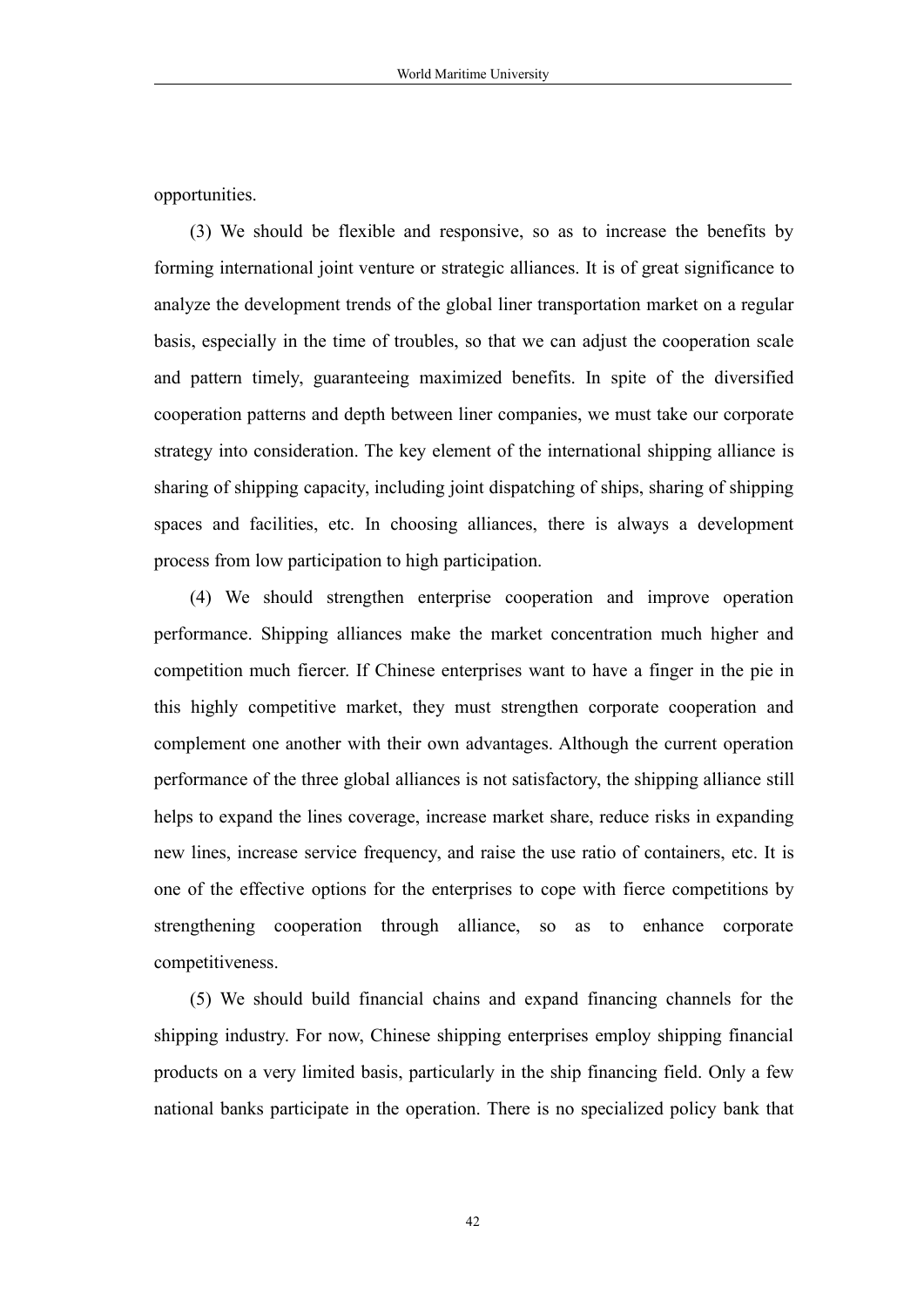opportunities.

(3) We should be flexible and responsive, so as to increase the benefits by forming international joint venture or strategic alliances. It is of great significance to analyze the development trends of the global liner transportation market on a regular basis, especially in the time of troubles, so that we can adjust the cooperation scale and pattern timely, guaranteeing maximized benefits. In spite of the diversified cooperation patterns and depth between liner companies, we must take our corporate strategy into consideration. The key element of the international shipping alliance is sharing of shipping capacity, including joint dispatching of ships, sharing of shipping spaces and facilities, etc. In choosing alliances, there is always a development process from low participation to high participation.

(4) We should strengthen enterprise cooperation and improve operation performance. Shipping alliances make the market concentration much higher and competition much fiercer. If Chinese enterprises want to have a finger in the pie in this highly competitive market, they must strengthen corporate cooperation and complement one another with their own advantages. Although the current operation performance of the three global alliances is not satisfactory, the shipping alliance still helps to expand the lines coverage, increase market share, reduce risks in expanding new lines, increase service frequency, and raise the use ratio of containers, etc. It is one of the effective options for the enterprises to cope with fierce competitions by strengthening cooperation through alliance, so as to enhance corporate competitiveness.

(5) We should build financial chains and expand financing channels for the shipping industry. For now, Chinese shipping enterprises employ shipping financial products on a very limited basis, particularly in the ship financing field. Only a few national banks participate in the operation. There is no specialized policy bank that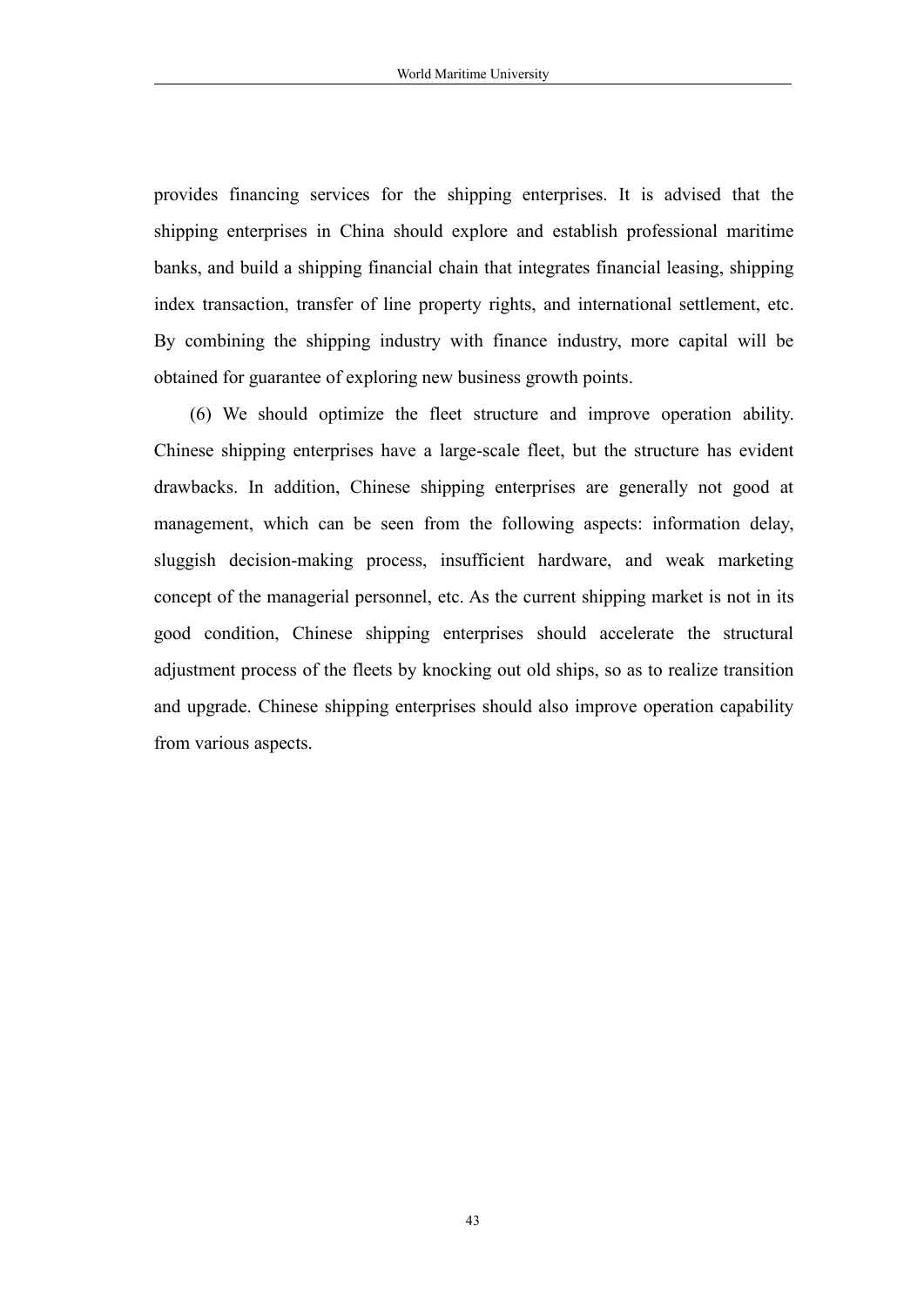provides financing services for the shipping enterprises. It is advised that the shipping enterprises in China should explore and establish professional maritime banks, and build a shipping financial chain that integrates financial leasing, shipping index transaction, transfer of line property rights, and international settlement, etc. By combining the shipping industry with finance industry, more capital will be obtained for guarantee of exploring new business growth points.

(6) We should optimize the fleet structure and improve operation ability. Chinese shipping enterprises have a large-scale fleet, but the structure has evident drawbacks. In addition, Chinese shipping enterprises are generally not good at management, which can be seen from the following aspects: information delay, sluggish decision-making process, insufficient hardware, and weak marketing concept of the managerial personnel, etc. As the current shipping market is not in its good condition, Chinese shipping enterprises should accelerate the structural adjustment process of the fleets by knocking out old ships, so as to realize transition and upgrade. Chinese shipping enterprises should also improve operation capability from various aspects.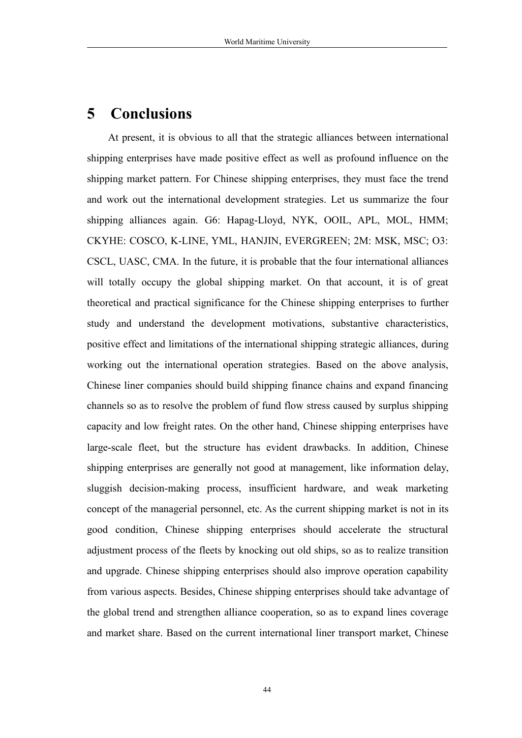# 5 Conclusions

At present, it is obvious to all that the strategic alliances between international shipping enterprises have made positive effect as well as profound influence on the shipping market pattern. For Chinese shipping enterprises, they must face the trend and work out the international development strategies. Let us summarize the four shipping alliances again. G6: Hapag-Lloyd, NYK, OOIL, APL, MOL, HMM; CKYHE: COSCO, K-LINE, YML, HANJIN, EVERGREEN; 2M: MSK, MSC; O3: CSCL, UASC, CMA. In the future, it is probable that the four international alliances will totally occupy the global shipping market. On that account, it is of great theoretical and practical significance for the Chinese shipping enterprises to further study and understand the development motivations, substantive characteristics, positive effect and limitations of the international shipping strategic alliances, during working out the international operation strategies. Based on the above analysis, Chinese liner companies should build shipping finance chains and expand financing channels so as to resolve the problem of fund flow stress caused by surplus shipping capacity and low freight rates. On the other hand, Chinese shipping enterprises have large-scale fleet, but the structure has evident drawbacks. In addition, Chinese shipping enterprises are generally not good at management, like information delay, sluggish decision-making process, insufficient hardware, and weak marketing concept of the managerial personnel, etc. As the current shipping market is not in its good condition, Chinese shipping enterprises should accelerate the structural adjustment process of the fleets by knocking out old ships, so as to realize transition and upgrade. Chinese shipping enterprises should also improve operation capability from various aspects. Besides, Chinese shipping enterprises should take advantage of the global trend and strengthen alliance cooperation, so as to expand lines coverage and market share. Based on the current international liner transport market, Chinese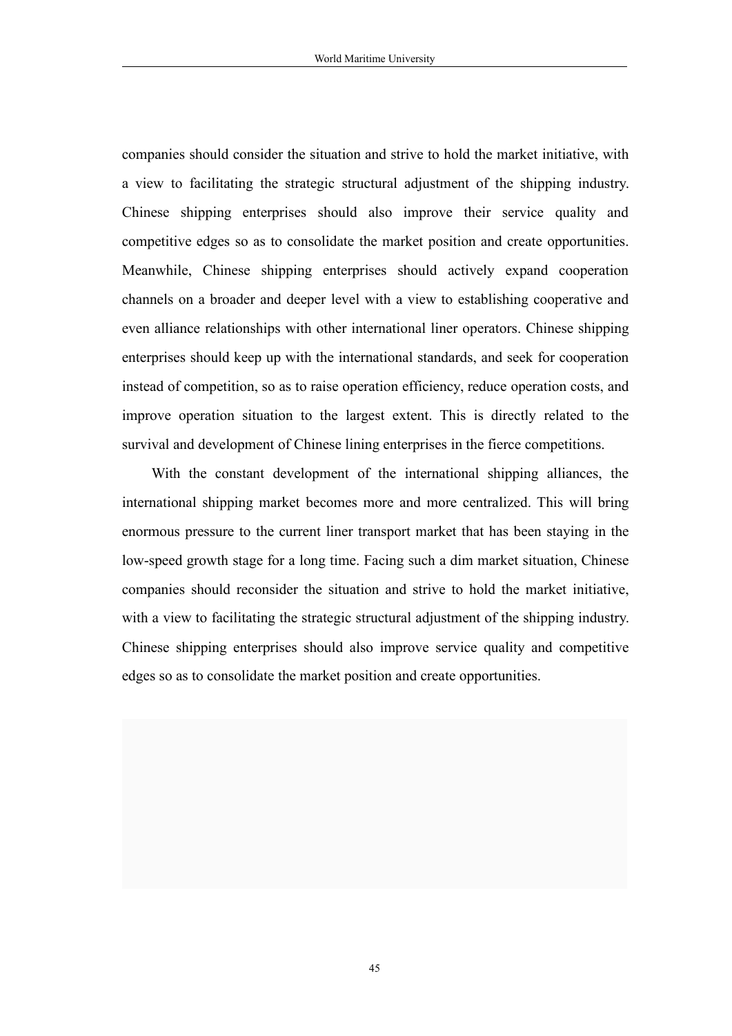companies should consider the situation and strive to hold the market initiative, with a view to facilitating the strategic structural adjustment of the shipping industry. Chinese shipping enterprises should also improve their service quality and competitive edges so as to consolidate the market position and create opportunities. Meanwhile, Chinese shipping enterprises should actively expand cooperation channels on a broader and deeper level with a view to establishing cooperative and even alliance relationships with other international liner operators. Chinese shipping enterprises should keep up with the international standards, and seek for cooperation instead of competition, so as to raise operation efficiency, reduce operation costs, and improve operation situation to the largest extent. This is directly related to the survival and development of Chinese lining enterprises in the fierce competitions.

With the constant development of the international shipping alliances, the international shipping market becomes more and more centralized. This will bring enormous pressure to the current liner transport market that has been staying in the low-speed growth stage for a long time. Facing such a dim market situation, Chinese companies should reconsider the situation and strive to hold the market initiative, with a view to facilitating the strategic structural adjustment of the shipping industry. Chinese shipping enterprises should also improve service quality and competitive edges so as to consolidate the market position and create opportunities.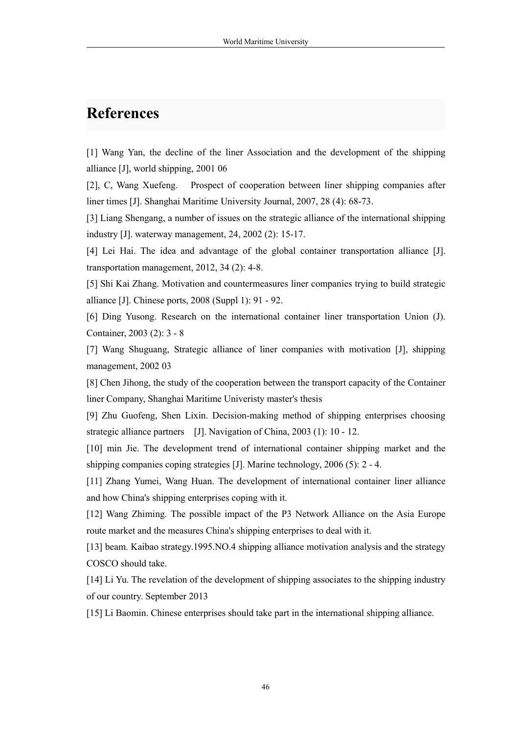# References

[1] Wang Yan, the decline of the liner Association and the development of the shipping alliance [J], world shipping, 2001 06

[2], C, Wang Xuefeng. Prospect of cooperation between liner shipping companies after liner times [J]. Shanghai Maritime University Journal, 2007, 28 (4): 68-73.

[3] Liang Shengang, a number of issues on the strategic alliance of the international shipping industry [J]. waterway management, 24, 2002 (2): 15-17.

[4] Lei Hai. The idea and advantage of the global container transportation alliance [J]. transportation management, 2012, 34 (2): 4-8.

[5] Shi Kai Zhang. Motivation and countermeasures liner companies trying to build strategic alliance [J]. Chinese ports, 2008 (Suppl 1): 91 - 92.

[6] Ding Yusong. Research on the international container liner transportation Union (J). Container, 2003 (2): 3 - 8

[7] Wang Shuguang, Strategic alliance of liner companies with motivation [J], shipping management, 2002 03

[8] Chen Jihong, the study of the cooperation between the transport capacity of the Container liner Company, Shanghai Maritime Univeristy master's thesis

[9] Zhu Guofeng, Shen Lixin. Decision-making method of shipping enterprises choosing strategic alliance partners [J]. Navigation of China, 2003 (1): 10 - 12.

[10] min Jie. The development trend of international container shipping market and the shipping companies coping strategies [J]. Marine technology, 2006 (5): 2 - 4.

[11] Zhang Yumei, Wang Huan. The development of international container liner alliance and how China's shipping enterprises coping with it.

[12] Wang Zhiming. The possible impact of the P3 Network Alliance on the Asia Europe route market and the measures China's shipping enterprises to deal with it.

[13] beam. Kaibao strategy.1995.NO.4 shipping alliance motivation analysis and the strategy COSCO should take.

[14] Li Yu. The revelation of the development of shipping associates to the shipping industry of our country. September 2013

[15] Li Baomin. Chinese enterprises should take part in the international shipping alliance.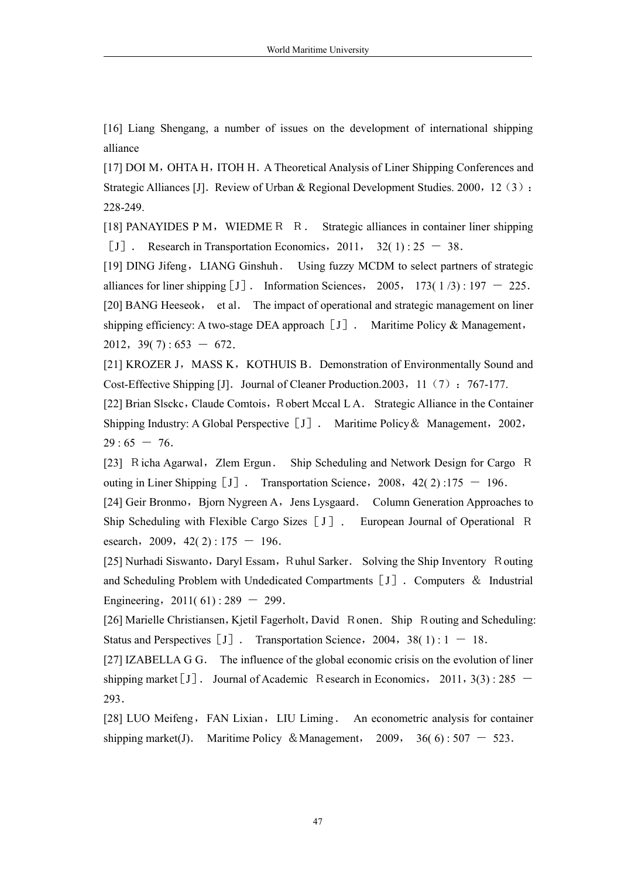[16] Liang Shengang, a number of issues on the development of international shipping alliance

[17] DOI M，OHTA H，ITOH H．A Theoretical Analysis of Liner Shipping Conferences and Strategic Alliances [J]．Review of Urban & Regional Development Studies. 2000，12（3）：228-249.

[18] PANAYIDES P M，WIEDMEＲ Ｒ． Strategic alliances in container liner shipping ［J］． Research in Transportation Economics，2011， 32( 1) : 25 － 38．

[19] DING Jifeng，LIANG Ginshuh． Using fuzzy MCDM to select partners of strategic alliances for liner shipping［J］． Information Sciences， 2005， 173( 1 /3) : 197 － 225．

[20] BANG Heeseok， et al． The impact of operational and strategic management on liner shipping efficiency: A two-stage DEA approach［J］． Maritime Policy & Management，2012，39( 7) : 653 － 672．

[21] KROZER J，MASS K，KOTHUIS B．Demonstration of Environmentally Sound and Cost-Effective Shipping [J]．Journal of Cleaner Production.2003，11（7）：767-177.

[22] Brian Slsckc，Claude Comtois，Ｒobert Mccal L A． Strategic Alliance in the Container Shipping Industry: A Global Perspective［J］． Maritime Policy＆ Management，2002，29 : 65 － 76．

[23] Ｒicha Agarwal，Zlem Ergun． Ship Scheduling and Network Design for Cargo Ｒouting in Liner Shipping［J］． Transportation Science，2008，42( 2) :175 － 196．

[24] Geir Bronmo，Bjorn Nygreen A，Jens Lysgaard． Column Generation Approaches to Ship Scheduling with Flexible Cargo Sizes［J］． European Journal of Operational Ｒesearch，2009，42( 2) : 175 － 196．

[25] Nurhadi Siswanto，Daryl Essam，Ｒuhul Sarker． Solving the Ship Inventory Ｒouting and Scheduling Problem with Undedicated Compartments［J］．Computers ＆ Industrial Engineering，2011( 61) : 289 － 299．

[26] Marielle Christiansen，Kjetil Fagerholt，David Ｒonen．Ship Ｒouting and Scheduling: Status and Perspectives［J］． Transportation Science，2004，38( 1) : 1 － 18．

[27] IZABELLA G G． The influence of the global economic crisis on the evolution of liner shipping market［J］． Journal of Academic Ｒesearch in Economics， 2011，3(3) : 285 － 293．

[28] LUO Meifeng，FAN Lixian，LIU Liming． An econometric analysis for container shipping market(J)． Maritime Policy ＆Management， 2009， 36( 6) : 507 － 523．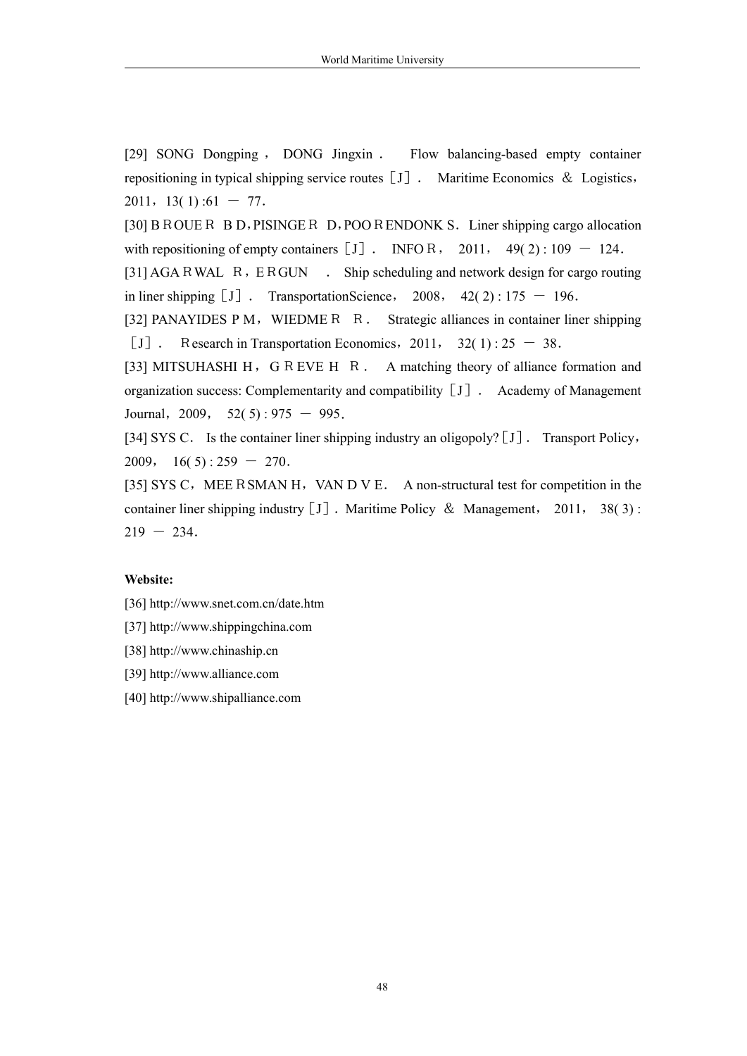[29] SONG Dongping , DONG Jingxin . Flow balancing-based empty container repositioning in typical shipping service routes［J］. Maritime Economics ＆ Logistics, 2011, 13( 1) :61 － 77.

[30] BＲOUEＲ B D, PISINGEＲ D, POOＲENDONK S. Liner shipping cargo allocation with repositioning of empty containers［J］. INFOＲ, 2011, 49( 2) : 109 － 124.

[31] AGAＲWAL Ｒ, EＲGUN . Ship scheduling and network design for cargo routing in liner shipping［J］. TransportationScience, 2008, 42( 2) : 175 － 196.

[32] PANAYIDES P M, WIEDMEＲ Ｒ. Strategic alliances in container liner shipping［J］. Ｒesearch in Transportation Economics, 2011, 32( 1) : 25 － 38.

[33] MITSUHASHI H, GＲEVE H Ｒ. A matching theory of alliance formation and organization success: Complementarity and compatibility［J］. Academy of Management Journal, 2009, 52( 5) : 975 － 995.

[34] SYS C. Is the container liner shipping industry an oligopoly?［J］. Transport Policy, 2009, 16( 5) : 259 － 270.

[35] SYS C, MEEＲSMAN H, VAN D V E. A non-structural test for competition in the container liner shipping industry［J］. Maritime Policy ＆ Management, 2011, 38( 3) : 219 － 234.

**Website:**

[36] http://www.snet.com.cn/date.htm

[37] http://www.shippingchina.com

[38] http://www.chinaship.cn

[39] http://www.alliance.com

[40] http://www.shipalliance.com